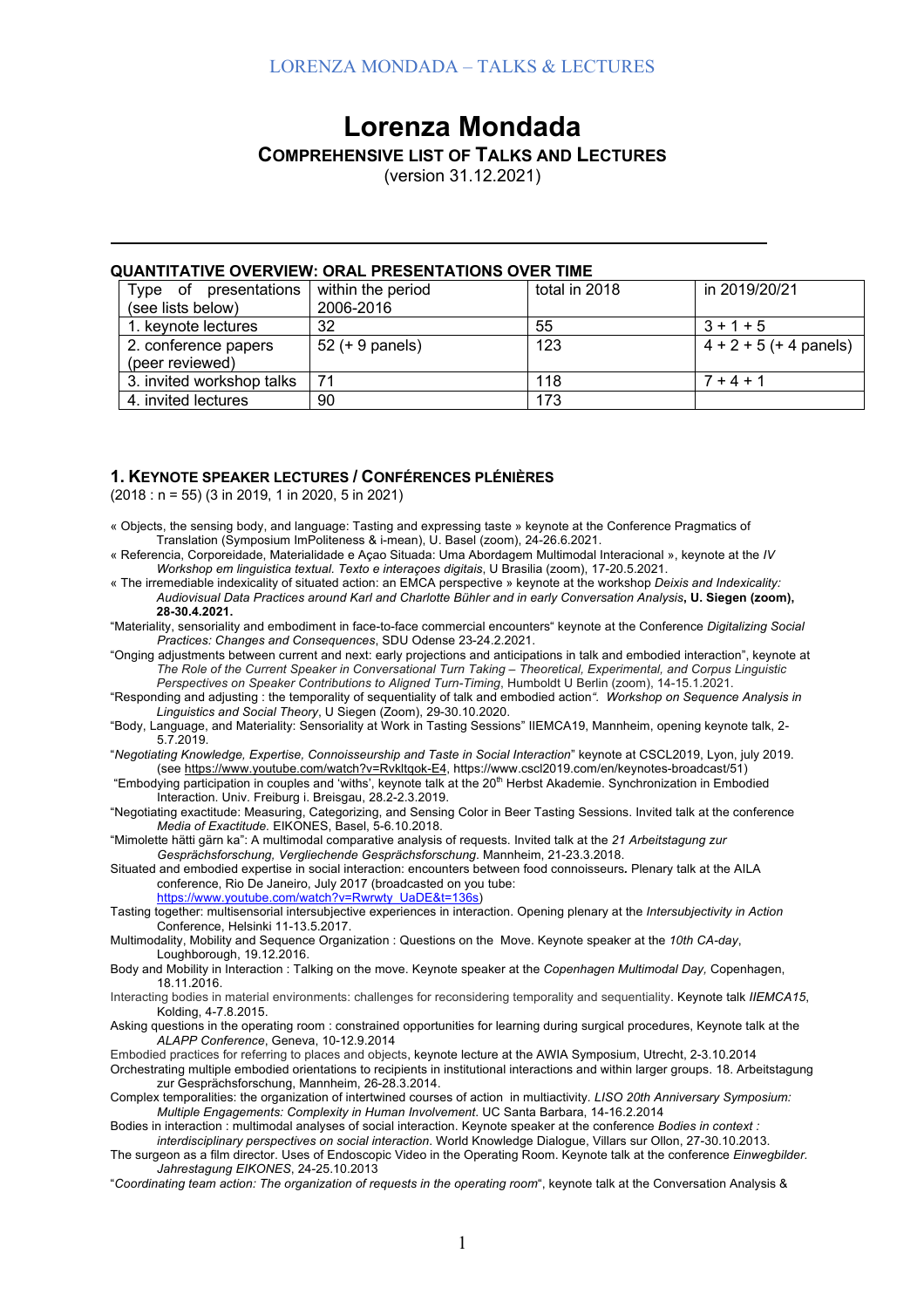# Lorenza Mondada

## Comprehensive List of Talks and Lectures

(version 31.12.2021)

---

### QUANTITATIVE OVERVIEW: ORAL PRESENTATIONS OVER TIME

| Type of presentations (see lists below) | within the period 2006-2016 | total in 2018 | in 2019/20/21 |
|---|---|---|---|
| 1. keynote lectures | 32 | 55 | 3 + 1 + 5 |
| 2. conference papers (peer reviewed) | 52 (+ 9 panels) | 123 | 4 + 2 + 5 (+ 4 panels) |
| 3. invited workshop talks | 71 | 118 | 7 + 4 + 1 |
| 4. invited lectures | 90 | 173 | |

### 1. Keynote Speaker Lectures / Conférences Plénières

(2018 : n = 55) (3 in 2019, 1 in 2020, 5 in 2021)

« Objects, the sensing body, and language: Tasting and expressing taste » keynote at the Conference Pragmatics of Translation (Symposium ImPoliteness & i-mean), U. Basel (zoom), 24-26.6.2021.

« Referencia, Corporeidade, Materialidade e Açao Situada: Uma Abordagem Multimodal Interacional », keynote at the *IV Workshop em linguistica textual. Texto e interaçoes digitais*, U Brasilia (zoom), 17-20.5.2021.

« The irremediable indexicality of situated action: an EMCA perspective » keynote at the workshop *Deixis and Indexicality: Audiovisual Data Practices around Karl and Charlotte Bühler and in early Conversation Analysis*, **U. Siegen (zoom), 28-30.4.2021.**

"Materiality, sensoriality and embodiment in face-to-face commercial encounters" keynote at the Conference *Digitalizing Social Practices: Changes and Consequences*, SDU Odense 23-24.2.2021.

"Onging adjustments between current and next: early projections and anticipations in talk and embodied interaction", keynote at *The Role of the Current Speaker in Conversational Turn Taking – Theoretical, Experimental, and Corpus Linguistic Perspectives on Speaker Contributions to Aligned Turn-Timing*, Humboldt U Berlin (zoom), 14-15.1.2021.

"Responding and adjusting : the temporality of sequentiality of talk and embodied action*". Workshop on Sequence Analysis in Linguistics and Social Theory*, U Siegen (Zoom), 29-30.10.2020.

"Body, Language, and Materiality: Sensoriality at Work in Tasting Sessions" IIEMCA19, Mannheim, opening keynote talk, 2-5.7.2019.

"*Negotiating Knowledge, Expertise, Connoisseurship and Taste in Social Interaction*" keynote at CSCL2019, Lyon, july 2019. (see https://www.youtube.com/watch?v=Rvkltqok-E4, https://www.cscl2019.com/en/keynotes-broadcast/51)

"Embodying participation in couples and 'withs', keynote talk at the 20th Herbst Akademie. Synchronization in Embodied Interaction. Univ. Freiburg i. Breisgau, 28.2-2.3.2019.

"Negotiating exactitude: Measuring, Categorizing, and Sensing Color in Beer Tasting Sessions. Invited talk at the conference *Media of Exactitude.* EIKONES, Basel, 5-6.10.2018.

"Mimolette hätti gärn ka": A multimodal comparative analysis of requests. Invited talk at the *21 Arbeitstagung zur Gesprächsforschung, Vergliechende Gesprächsforschung.* Mannheim, 21-23.3.2018.

Situated and embodied expertise in social interaction: encounters between food connoisseurs**.** Plenary talk at the AILA conference, Rio De Janeiro, July 2017 (broadcasted on you tube: https://www.youtube.com/watch?v=Rwrwty_UaDE&t=136s)

Tasting together: multisensorial intersubjective experiences in interaction. Opening plenary at the *Intersubjectivity in Action* Conference, Helsinki 11-13.5.2017.

Multimodality, Mobility and Sequence Organization : Questions on the Move. Keynote speaker at the *10th CA-day*, Loughborough, 19.12.2016.

Body and Mobility in Interaction : Talking on the move. Keynote speaker at the *Copenhagen Multimodal Day,* Copenhagen, 18.11.2016.

Interacting bodies in material environments: challenges for reconsidering temporality and sequentiality. Keynote talk *IIEMCA15*, Kolding, 4-7.8.2015.

Asking questions in the operating room : constrained opportunities for learning during surgical procedures, Keynote talk at the *ALAPP Conference*, Geneva, 10-12.9.2014

Embodied practices for referring to places and objects, keynote lecture at the AWIA Symposium, Utrecht, 2-3.10.2014

Orchestrating multiple embodied orientations to recipients in institutional interactions and within larger groups. 18. Arbeitstagung zur Gesprächsforschung, Mannheim, 26-28.3.2014.

Complex temporalities: the organization of intertwined courses of action in multiactivity. *LISO 20th Anniversary Symposium: Multiple Engagements: Complexity in Human Involvement*. UC Santa Barbara, 14-16.2.2014

Bodies in interaction : multimodal analyses of social interaction. Keynote speaker at the conference *Bodies in context : interdisciplinary perspectives on social interaction*. World Knowledge Dialogue, Villars sur Ollon, 27-30.10.2013.

The surgeon as a film director. Uses of Endoscopic Video in the Operating Room. Keynote talk at the conference *Einwegbilder. Jahrestagung EIKONES*, 24-25.10.2013

"*Coordinating team action: The organization of requests in the operating room*", keynote talk at the Conversation Analysis &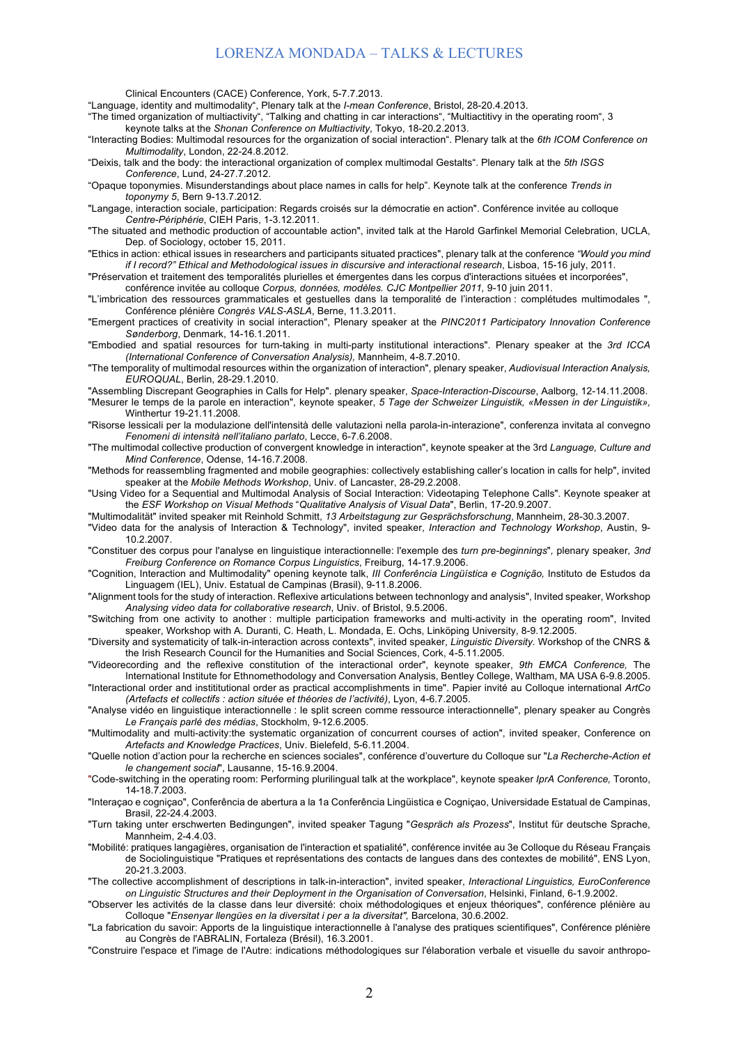Clinical Encounters (CACE) Conference, York, 5-7.7.2013.

"Language, identity and multimodality", Plenary talk at the *I-mean Conference*, Bristol, 28-20.4.2013.

"The timed organization of multiactivity", "Talking and chatting in car interactions", "Multiactitivy in the operating room", 3 keynote talks at the *Shonan Conference on Multiactivity*, Tokyo, 18-20.2.2013.

"Interacting Bodies: Multimodal resources for the organization of social interaction". Plenary talk at the *6th ICOM Conference on Multimodality*, London, 22-24.8.2012.

"Deixis, talk and the body: the interactional organization of complex multimodal Gestalts". Plenary talk at the *5th ISGS Conference*, Lund, 24-27.7.2012.

"Opaque toponymies. Misunderstandings about place names in calls for help". Keynote talk at the conference *Trends in toponymy 5*, Bern 9-13.7.2012.

"Langage, interaction sociale, participation: Regards croisés sur la démocratie en action". Conférence invitée au colloque *Centre-Périphérie*, CIEH Paris, 1-3.12.2011.

"The situated and methodic production of accountable action", invited talk at the Harold Garfinkel Memorial Celebration, UCLA, Dep. of Sociology, october 15, 2011.

"Ethics in action: ethical issues in researchers and participants situated practices", plenary talk at the conference *"Would you mind if I record?" Ethical and Methodological issues in discursive and interactional research*, Lisboa, 15-16 july, 2011.

"Préservation et traitement des temporalités plurielles et émergentes dans les corpus d'interactions situées et incorporées", conférence invitée au colloque *Corpus, données, modèles. CJC Montpellier 2011,* 9-10 juin 2011.

"L'imbrication des ressources grammaticales et gestuelles dans la temporalité de l'interaction : complétudes multimodales ", Conférence plénière *Congrès VALS-ASLA*, Berne, 11.3.2011.

"Emergent practices of creativity in social interaction", Plenary speaker at the *PINC2011 Participatory Innovation Conference Sønderborg*, Denmark, 14-16.1.2011.

"Embodied and spatial resources for turn-taking in multi-party institutional interactions". Plenary speaker at the *3rd ICCA (International Conference of Conversation Analysis),* Mannheim, 4-8.7.2010.

"The temporality of multimodal resources within the organization of interaction", plenary speaker, *Audiovisual Interaction Analysis, EUROQUAL*, Berlin, 28-29.1.2010.

"Assembling Discrepant Geographies in Calls for Help". plenary speaker, *Space-Interaction-Discourse*, Aalborg, 12-14.11.2008.

"Mesurer le temps de la parole en interaction", keynote speaker, *5 Tage der Schweizer Linguistik, «Messen in der Linguistik»,* Winthertur 19-21.11.2008.

"Risorse lessicali per la modulazione dell'intensità delle valutazioni nella parola-in-interazione", conferenza invitata al convegno *Fenomeni di intensità nell'italiano parlato*, Lecce, 6-7.6.2008.

"The multimodal collective production of convergent knowledge in interaction", keynote speaker at the 3rd *Language, Culture and Mind Conference*, Odense, 14-16.7.2008.

"Methods for reassembling fragmented and mobile geographies: collectively establishing caller's location in calls for help", invited speaker at the *Mobile Methods Workshop*, Univ. of Lancaster, 28-29.2.2008.

"Using Video for a Sequential and Multimodal Analysis of Social Interaction: Videotaping Telephone Calls". Keynote speaker at the *ESF Workshop on Visual Methods* "*Qualitative Analysis of Visual Data*", Berlin, 17-20.9.2007.

"Multimodalität" invited speaker mit Reinhold Schmitt, *13 Arbeitstagung zur Gesprächsforschung*, Mannheim, 28-30.3.2007.

"Video data for the analysis of Interaction & Technology", invited speaker, *Interaction and Technology Workshop*, Austin, 9-10.2.2007.

"Constituer des corpus pour l'analyse en linguistique interactionnelle: l'exemple des *turn pre-beginnings*", plenary speaker*, 3nd Freiburg Conference on Romance Corpus Linguistics*, Freiburg, 14-17.9.2006.

"Cognition, Interaction and Multimodality" opening keynote talk, *III Conferência Lingüística e Cognição,* Instituto de Estudos da Linguagem (IEL), Univ. Estatual de Campinas (Brasil), 9-11.8.2006.

"Alignment tools for the study of interaction. Reflexive articulations between technonlogy and analysis", Invited speaker, Workshop *Analysing video data for collaborative research*, Univ. of Bristol, 9.5.2006.

"Switching from one activity to another : multiple participation frameworks and multi-activity in the operating room", Invited speaker, Workshop with A. Duranti, C. Heath, L. Mondada, E. Ochs, Linköping University, 8-9.12.2005.

"Diversity and systematicity of talk-in-interaction across contexts", invited speaker, *Linguistic Diversity.* Workshop of the CNRS & the Irish Research Council for the Humanities and Social Sciences, Cork, 4-5.11.2005.

"Videorecording and the reflexive constitution of the interactional order", keynote speaker, *9th EMCA Conference,* The International Institute for Ethnomethodology and Conversation Analysis, Bentley College, Waltham, MA USA 6-9.8.2005.

"Interactional order and instititutional order as practical accomplishments in time". Papier invité au Colloque international *ArtCo (Artefacts et collectifs : action située et théories de l'activité)*, Lyon, 4-6.7.2005.

"Analyse vidéo en linguistique interactionnelle : le split screen comme ressource interactionnelle", plenary speaker au Congrès *Le Français parlé des médias*, Stockholm, 9-12.6.2005.

"Multimodality and multi-activity:the systematic organization of concurrent courses of action", invited speaker, Conference on *Artefacts and Knowledge Practices*, Univ. Bielefeld, 5-6.11.2004.

"Quelle notion d'action pour la recherche en sciences sociales", conférence d'ouverture du Colloque sur "*La Recherche-Action et le changement social*", Lausanne, 15-16.9.2004.

"Code-switching in the operating room: Performing plurilingual talk at the workplace", keynote speaker *IprA Conference,* Toronto, 14-18.7.2003.

"Interaçao e cogniçao", Conferência de abertura a la 1a Conferência Lingüistica e Cogniçao, Universidade Estatual de Campinas, Brasil, 22-24.4.2003.

"Turn taking unter erschwerten Bedingungen", invited speaker Tagung "*Gespräch als Prozess*", Institut für deutsche Sprache, Mannheim, 2-4.4.03.

"Mobilité: pratiques langagières, organisation de l'interaction et spatialité", conférence invitée au 3e Colloque du Réseau Français de Sociolinguistique "Pratiques et représentations des contacts de langues dans des contextes de mobilité", ENS Lyon, 20-21.3.2003.

"The collective accomplishment of descriptions in talk-in-interaction", invited speaker, *Interactional Linguistics, EuroConference on Linguistic Structures and their Deployment in the Organisation of Conversation*, Helsinki, Finland, 6-1.9.2002.

"Observer les activités de la classe dans leur diversité: choix méthodologiques et enjeux théoriques", conférence plénière au Colloque "*Ensenyar llengües en la diversitat i per a la diversitat",* Barcelona, 30.6.2002.

"La fabrication du savoir: Apports de la linguistique interactionnelle à l'analyse des pratiques scientifiques", Conférence plénière au Congrès de l'ABRALIN, Fortaleza (Brésil), 16.3.2001.

"Construire l'espace et l'image de l'Autre: indications méthodologiques sur l'élaboration verbale et visuelle du savoir anthropo-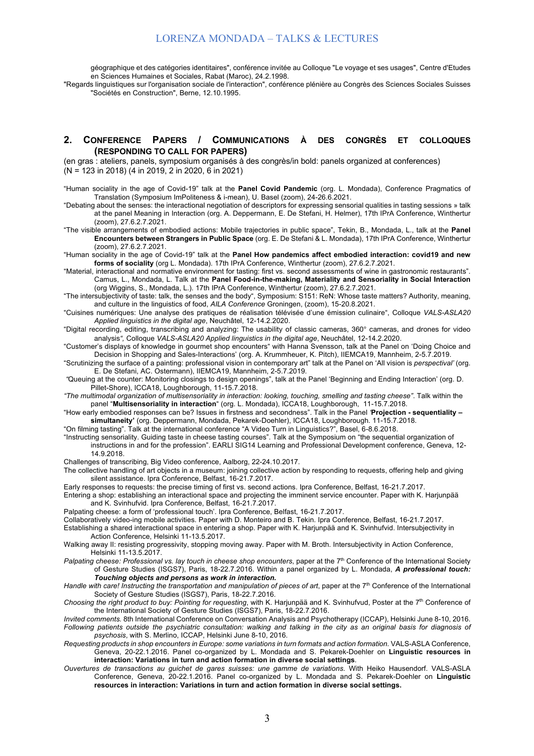géographique et des catégories identitaires", conférence invitée au Colloque "Le voyage et ses usages", Centre d'Etudes en Sciences Humaines et Sociales, Rabat (Maroc), 24.2.1998.

"Regards linguistiques sur l'organisation sociale de l'interaction", conférence plénière au Congrès des Sciences Sociales Suisses "Sociétés en Construction", Berne, 12.10.1995.

## 2. Conference Papers / Communications à des congrès et colloques (responding to call for papers)

(en gras : ateliers, panels, symposium organisés à des congrès/in bold: panels organized at conferences)
(N = 123 in 2018) (4 in 2019, 2 in 2020, 6 in 2021)

"Human sociality in the age of Covid-19" talk at the **Panel Covid Pandemic** (org. L. Mondada), Conference Pragmatics of Translation (Symposium ImPoliteness & i-mean), U. Basel (zoom), 24-26.6.2021.

"Debating about the senses: the interactional negotiation of descriptors for expressing sensorial qualities in tasting sessions » talk at the panel Meaning in Interaction (org. A. Deppermann, E. De Stefani, H. Helmer), 17th IPrA Conference, Winthertur (zoom), 27.6.2.7.2021.

"The visible arrangements of embodied actions: Mobile trajectories in public space", Tekin, B., Mondada, L., talk at the **Panel Encounters between Strangers in Public Space** (org. E. De Stefani & L. Mondada), 17th IPrA Conference, Winthertur (zoom), 27.6.2.7.2021.

"Human sociality in the age of Covid-19" talk at the **Panel How pandemics affect embodied interaction: covid19 and new forms of sociality** (org L. Mondada). 17th IPrA Conference, Winthertur (zoom), 27.6.2.7.2021.

"Material, interactional and normative environment for tasting: first vs. second assessments of wine in gastronomic restaurants". Camus, L., Mondada, L. Talk at the **Panel Food-in-the-making, Materiality and Sensoriality in Social Interaction** (org Wiggins, S., Mondada, L.). 17th IPrA Conference, Winthertur (zoom), 27.6.2.7.2021.

"The intersubjectivity of taste: talk, the senses and the body", Symposium: S151: ReN: Whose taste matters? Authority, meaning, and culture in the linguistics of food, *AILA Conference* Groningen, (zoom), 15-20.8.2021.

"Cuisines numériques: Une analyse des pratiques de réalisation télévisée d'une émission culinaire", Colloque *VALS-ASLA20 Applied linguistics in the digital age*, Neuchâtel, 12-14.2.2020.

"Digital recording, editing, transcribing and analyzing: The usability of classic cameras, 360° cameras, and drones for video analysis*",* Colloque *VALS-ASLA20 Applied linguistics in the digital age*, Neuchâtel, 12-14.2.2020.

"Customer's displays of knowledge in gourmet shop encounters" with Hanna Svensson, talk at the Panel on 'Doing Choice and Decision in Shopping and Sales-Interactions' (org. A. Krummheuer, K. Pitch), IIEMCA19, Mannheim, 2-5.7.2019.

"Scrutinizing the surface of a painting: professional vision in contemporary art" talk at the Panel on 'All vision is *perspectival'* (org. E. De Stefani, AC. Ostermann), IIEMCA19, Mannheim, 2-5.7.2019.

"Queuing at the counter: Monitoring closings to design openings", talk at the Panel 'Beginning and Ending Interaction' (org. D. Pillet-Shore), ICCA18, Loughborough, 11-15.7.2018.

*"The multimodal organization of multisensoriality in interaction: looking, touching, smelling and tasting cheese"*. Talk within the panel "**Multisensoriality in interaction**" (org. L. Mondada), ICCA18, Loughborough, 11-15.7.2018.

"How early embodied responses can be? Issues in firstness and secondness". Talk in the Panel '**Projection - sequentiality – simultaneity'** (org. Deppermann, Mondada, Pekarek-Doehler), ICCA18, Loughborough. 11-15.7.2018.

"On filming tasting". Talk at the international conference "A Video Turn in Linguistics?", Basel, 6-8.6.2018.

"Instructing sensoriality. Guiding taste in cheese tasting courses". Talk at the Symposium on "the sequential organization of instructions in and for the profession". EARLI SIG14 Learning and Professional Development conference, Geneva, 12-14.9.2018.

Challenges of transcribing, Big Video conference, Aalborg, 22-24.10.2017.

The collective handling of art objects in a museum: joining collective action by responding to requests, offering help and giving silent assistance. Ipra Conference, Belfast, 16-21.7.2017.

Early responses to requests: the precise timing of first vs. second actions. Ipra Conference, Belfast, 16-21.7.2017.

Entering a shop: establishing an interactional space and projecting the imminent service encounter. Paper with K. Harjunpää and K. Svinhufvid. Ipra Conference, Belfast, 16-21.7.2017.

Palpating cheese: a form of 'professional touch'. Ipra Conference, Belfast, 16-21.7.2017.

Collaboratively video-ing mobile activities. Paper with D. Monteiro and B. Tekin. Ipra Conference, Belfast, 16-21.7.2017.

Establishing a shared interactional space in entering a shop. Paper with K. Harjunpää and K. Svinhufvid. Intersubjectivity in Action Conference, Helsinki 11-13.5.2017.

Walking away II: resisting progressivity, stopping moving away. Paper with M. Broth. Intersubjectivity in Action Conference, Helsinki 11-13.5.2017.

*Palpating cheese: Professional vs. lay touch in cheese shop encounters*, paper at the 7th Conference of the International Society of Gesture Studies (ISGS7), Paris, 18-22.7.2016. Within a panel organized by L. Mondada, ***A professional touch: Touching objects and persons as work in interaction.***

*Handle with care! Instructing the transportation and manipulation of pieces of art*, paper at the 7th Conference of the International Society of Gesture Studies (ISGS7), Paris, 18-22.7.2016.

*Choosing the right product to buy: Pointing for requesting*, with K. Harjunpää and K. Svinhufvud, Poster at the 7th Conference of the International Society of Gesture Studies (ISGS7), Paris, 18-22.7.2016.

*Invited comments.* 8th International Conference on Conversation Analysis and Psychotherapy (ICCAP), Helsinki June 8-10, 2016.

*Following patients outside the psychiatric consultation: walking and talking in the city as an original basis for diagnosis of psychosis*, with S. Merlino, ICCAP, Helsinki June 8-10, 2016.

*Requesting products in shop encounters in Europe: some variations in turn formats and action formation.* VALS-ASLA Conference, Geneva, 20-22.1.2016. Panel co-organized by L. Mondada and S. Pekarek-Doehler on **Linguistic resources in interaction: Variations in turn and action formation in diverse social settings**.

*Ouvertures de transactions au guichet de gares suisses: une gamme de variations.* With Heiko Hausendorf. VALS-ASLA Conference, Geneva, 20-22.1.2016. Panel co-organized by L. Mondada and S. Pekarek-Doehler on **Linguistic resources in interaction: Variations in turn and action formation in diverse social settings.**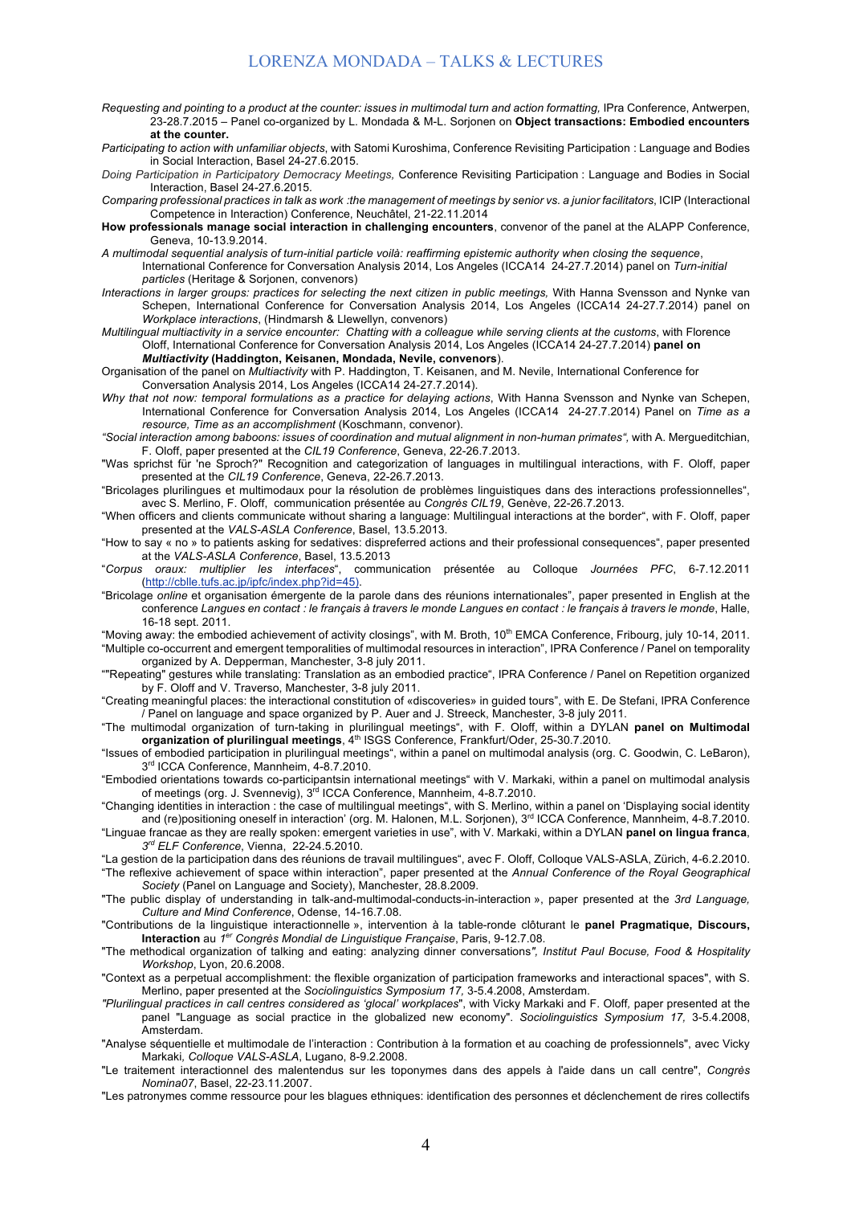*Requesting and pointing to a product at the counter: issues in multimodal turn and action formatting,* IPra Conference, Antwerpen, 23-28.7.2015 – Panel co-organized by L. Mondada & M-L. Sorjonen on **Object transactions: Embodied encounters at the counter.**

*Participating to action with unfamiliar objects*, with Satomi Kuroshima, Conference Revisiting Participation : Language and Bodies in Social Interaction, Basel 24-27.6.2015.

*Doing Participation in Participatory Democracy Meetings,* Conference Revisiting Participation : Language and Bodies in Social Interaction, Basel 24-27.6.2015.

*Comparing professional practices in talk as work :the management of meetings by senior vs. a junior facilitators*, ICIP (Interactional Competence in Interaction) Conference, Neuchâtel, 21-22.11.2014

**How professionals manage social interaction in challenging encounters**, convenor of the panel at the ALAPP Conference, Geneva, 10-13.9.2014.

*A multimodal sequential analysis of turn-initial particle voilà: reaffirming epistemic authority when closing the sequence*, International Conference for Conversation Analysis 2014, Los Angeles (ICCA14 24-27.7.2014) panel on *Turn-initial particles* (Heritage & Sorjonen, convenors)

*Interactions in larger groups: practices for selecting the next citizen in public meetings,* With Hanna Svensson and Nynke van Schepen, International Conference for Conversation Analysis 2014, Los Angeles (ICCA14 24-27.7.2014) panel on *Workplace interactions*, (Hindmarsh & Llewellyn, convenors)

*Multilingual multiactivity in a service encounter: Chatting with a colleague while serving clients at the customs*, with Florence Oloff, International Conference for Conversation Analysis 2014, Los Angeles (ICCA14 24-27.7.2014) **panel on *Multiactivity* (Haddington, Keisanen, Mondada, Nevile, convenors**).

Organisation of the panel on *Multiactivity* with P. Haddington, T. Keisanen, and M. Nevile, International Conference for Conversation Analysis 2014, Los Angeles (ICCA14 24-27.7.2014).

*Why that not now: temporal formulations as a practice for delaying actions*, With Hanna Svensson and Nynke van Schepen, International Conference for Conversation Analysis 2014, Los Angeles (ICCA14 24-27.7.2014) Panel on *Time as a resource, Time as an accomplishment* (Koschmann, convenor).

*"Social interaction among baboons: issues of coordination and mutual alignment in non-human primates",* with A. Mergueditchian, F. Oloff, paper presented at the *CIL19 Conference*, Geneva, 22-26.7.2013.

"Was sprichst für 'ne Sproch?" Recognition and categorization of languages in multilingual interactions, with F. Oloff, paper presented at the *CIL19 Conference*, Geneva, 22-26.7.2013.

"Bricolages plurilingues et multimodaux pour la résolution de problèmes linguistiques dans des interactions professionnelles", avec S. Merlino, F. Oloff, communication présentée au *Congrès CIL19*, Genève, 22-26.7.2013.

"When officers and clients communicate without sharing a language: Multilingual interactions at the border", with F. Oloff, paper presented at the *VALS-ASLA Conference*, Basel, 13.5.2013.

"How to say « no » to patients asking for sedatives: dispreferred actions and their professional consequences", paper presented at the *VALS-ASLA Conference*, Basel, 13.5.2013

"*Corpus oraux: multiplier les interfaces*", communication présentée au Colloque *Journées PFC*, 6-7.12.2011 (http://cblle.tufs.ac.jp/ipfc/index.php?id=45).

"Bricolage *online* et organisation émergente de la parole dans des réunions internationales", paper presented in English at the conference *Langues en contact : le français à travers le monde Langues en contact : le français à travers le monde*, Halle, 16-18 sept. 2011.

"Moving away: the embodied achievement of activity closings", with M. Broth, 10th EMCA Conference, Fribourg, july 10-14, 2011.

"Multiple co-occurrent and emergent temporalities of multimodal resources in interaction", IPRA Conference / Panel on temporality organized by A. Depperman, Manchester, 3-8 july 2011.

""Repeating" gestures while translating: Translation as an embodied practice", IPRA Conference / Panel on Repetition organized by F. Oloff and V. Traverso, Manchester, 3-8 july 2011.

"Creating meaningful places: the interactional constitution of «discoveries» in guided tours", with E. De Stefani, IPRA Conference / Panel on language and space organized by P. Auer and J. Streeck, Manchester, 3-8 july 2011.

"The multimodal organization of turn-taking in plurilingual meetings", with F. Oloff, within a DYLAN **panel on Multimodal organization of plurilingual meetings**, 4th ISGS Conference, Frankfurt/Oder, 25-30.7.2010.

"Issues of embodied participation in plurilingual meetings", within a panel on multimodal analysis (org. C. Goodwin, C. LeBaron), 3rd ICCA Conference, Mannheim, 4-8.7.2010.

"Embodied orientations towards co-participantsin international meetings" with V. Markaki, within a panel on multimodal analysis of meetings (org. J. Svennevig), 3rd ICCA Conference, Mannheim, 4-8.7.2010.

"Changing identities in interaction : the case of multilingual meetings", with S. Merlino, within a panel on 'Displaying social identity and (re)positioning oneself in interaction' (org. M. Halonen, M.L. Sorjonen), 3rd ICCA Conference, Mannheim, 4-8.7.2010.

"Linguae francae as they are really spoken: emergent varieties in use", with V. Markaki, within a DYLAN **panel on lingua franca**, *3rd ELF Conference*, Vienna, 22-24.5.2010.

"La gestion de la participation dans des réunions de travail multilingues", avec F. Oloff, Colloque VALS-ASLA, Zürich, 4-6.2.2010.

"The reflexive achievement of space within interaction", paper presented at the *Annual Conference of the Royal Geographical Society* (Panel on Language and Society), Manchester, 28.8.2009.

"The public display of understanding in talk-and-multimodal-conducts-in-interaction », paper presented at the *3rd Language, Culture and Mind Conference*, Odense, 14-16.7.08.

"Contributions de la linguistique interactionnelle », intervention à la table-ronde clôturant le **panel Pragmatique, Discours, Interaction** au *1er Congrès Mondial de Linguistique Française*, Paris, 9-12.7.08.

"The methodical organization of talking and eating: analyzing dinner conversations*", Institut Paul Bocuse, Food & Hospitality Workshop*, Lyon, 20.6.2008.

"Context as a perpetual accomplishment: the flexible organization of participation frameworks and interactional spaces", with S. Merlino, paper presented at the *Sociolinguistics Symposium 17,* 3-5.4.2008, Amsterdam.

*"Plurilingual practices in call centres considered as 'glocal' workplaces*", with Vicky Markaki and F. Oloff, paper presented at the panel "Language as social practice in the globalized new economy". *Sociolinguistics Symposium 17,* 3-5.4.2008, Amsterdam.

"Analyse séquentielle et multimodale de l'interaction : Contribution à la formation et au coaching de professionnels", avec Vicky Markaki, *Colloque VALS-ASLA*, Lugano, 8-9.2.2008.

"Le traitement interactionnel des malentendus sur les toponymes dans des appels à l'aide dans un call centre", *Congrès Nomina07*, Basel, 22-23.11.2007.

"Les patronymes comme ressource pour les blagues ethniques: identification des personnes et déclenchement de rires collectifs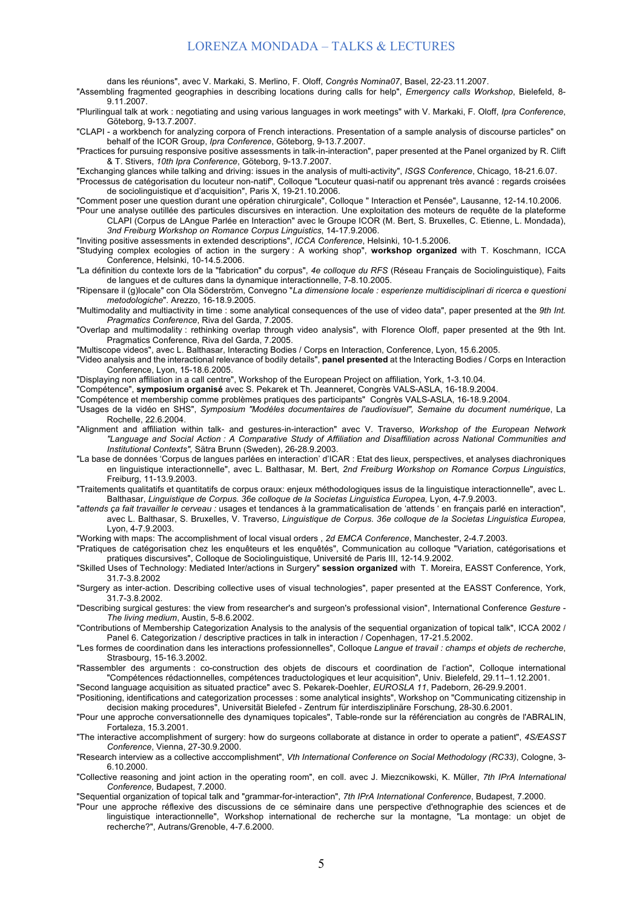dans les réunions", avec V. Markaki, S. Merlino, F. Oloff, *Congrès Nomina07*, Basel, 22-23.11.2007.

"Assembling fragmented geographies in describing locations during calls for help", *Emergency calls Workshop*, Bielefeld, 8-9.11.2007.

"Plurilingual talk at work : negotiating and using various languages in work meetings" with V. Markaki, F. Oloff, *Ipra Conference*, Göteborg, 9-13.7.2007.

"CLAPI - a workbench for analyzing corpora of French interactions. Presentation of a sample analysis of discourse particles" on behalf of the ICOR Group, *Ipra Conference*, Göteborg, 9-13.7.2007.

"Practices for pursuing responsive positive assessments in talk-in-interaction", paper presented at the Panel organized by R. Clift & T. Stivers, *10th Ipra Conference*, Göteborg, 9-13.7.2007.

"Exchanging glances while talking and driving: issues in the analysis of multi-activity", *ISGS Conference*, Chicago, 18-21.6.07.

"Processus de catégorisation du locuteur non-natif", Colloque "Locuteur quasi-natif ou apprenant très avancé : regards croisées de sociolinguistique et d'acquisition", Paris X, 19-21.10.2006.

"Comment poser une question durant une opération chirurgicale", Colloque " Interaction et Pensée", Lausanne, 12-14.10.2006.

"Pour une analyse outillée des particules discursives en interaction. Une exploitation des moteurs de requête de la plateforme CLAPI (Corpus de LAngue Parlée en Interaction" avec le Groupe ICOR (M. Bert, S. Bruxelles, C. Etienne, L. Mondada), *3nd Freiburg Workshop on Romance Corpus Linguistics*, 14-17.9.2006.

"Inviting positive assessments in extended descriptions", *ICCA Conference*, Helsinki, 10-1.5.2006.

"Studying complex ecologies of action in the surgery : A working shop", **workshop organized** with T. Koschmann, ICCA Conference, Helsinki, 10-14.5.2006.

"La définition du contexte lors de la "fabrication" du corpus", *4e colloque du RFS* (Réseau Français de Sociolinguistique), Faits de langues et de cultures dans la dynamique interactionnelle, 7-8.10.2005.

"Ripensare il (g)locale" con Ola Söderström, Convegno "*La dimensione locale : esperienze multidisciplinari di ricerca e questioni metodologiche*". Arezzo, 16-18.9.2005.

"Multimodality and multiactivity in time : some analytical consequences of the use of video data", paper presented at the *9th Int. Pragmatics Conference*, Riva del Garda, 7.2005.

"Overlap and multimodality : rethinking overlap through video analysis", with Florence Oloff, paper presented at the 9th Int. Pragmatics Conference, Riva del Garda, 7.2005.

"Multiscope videos", avec L. Balthasar, Interacting Bodies / Corps en Interaction, Conference, Lyon, 15.6.2005.

"Video analysis and the interactional relevance of bodily details", **panel presented** at the Interacting Bodies / Corps en Interaction Conference, Lyon, 15-18.6.2005.

"Displaying non affiliation in a call centre", Workshop of the European Project on affiliation, York, 1-3.10.04.

"Compétence", **symposium organisé** avec S. Pekarek et Th. Jeanneret, Congrès VALS-ASLA, 16-18.9.2004.

"Compétence et membership comme problèmes pratiques des participants" Congrès VALS-ASLA, 16-18.9.2004.

"Usages de la vidéo en SHS", *Symposium "Modèles documentaires de l'audiovisuel", Semaine du document numérique*, La Rochelle, 22.6.2004.

"Alignment and affiliation within talk- and gestures-in-interaction" avec V. Traverso, *Workshop of the European Network "Language and Social Action : A Comparative Study of Affiliation and Disaffiliation across National Communities and Institutional Contexts",* Sätra Brunn (Sweden), 26-28.9.2003.

"La base de données 'Corpus de langues parlées en interaction' d'ICAR : Etat des lieux, perspectives, et analyses diachroniques en linguistique interactionnelle", avec L. Balthasar, M. Bert, *2nd Freiburg Workshop on Romance Corpus Linguistics*, Freiburg, 11-13.9.2003.

"Traitements qualitatifs et quantitatifs de corpus oraux: enjeux méthodologiques issus de la linguistique interactionnelle", avec L. Balthasar, *Linguistique de Corpus. 36e colloque de la Societas Linguistica Europea,* Lyon, 4-7.9.2003.

"*attends ça fait travailler le cerveau :* usages et tendances à la grammaticalisation de 'attends ' en français parlé en interaction", avec L. Balthasar, S. Bruxelles, V. Traverso, *Linguistique de Corpus. 36e colloque de la Societas Linguistica Europea,* Lyon, 4-7.9.2003.

"Working with maps: The accomplishment of local visual orders , *2d EMCA Conference*, Manchester, 2-4.7.2003.

"Pratiques de catégorisation chez les enquêteurs et les enquêtés", Communication au colloque "Variation, catégorisations et pratiques discursives", Colloque de Sociolinguistique, Université de Paris III, 12-14.9.2002.

"Skilled Uses of Technology: Mediated Inter/actions in Surgery" **session organized** with T. Moreira, EASST Conference, York, 31.7-3.8.2002

"Surgery as inter-action. Describing collective uses of visual technologies", paper presented at the EASST Conference, York, 31.7-3.8.2002.

"Describing surgical gestures: the view from researcher's and surgeon's professional vision", International Conference *Gesture - The living medium*, Austin, 5-8.6.2002.

"Contributions of Membership Categorization Analysis to the analysis of the sequential organization of topical talk", ICCA 2002 / Panel 6. Categorization / descriptive practices in talk in interaction / Copenhagen, 17-21.5.2002.

"Les formes de coordination dans les interactions professionnelles", Colloque *Langue et travail : champs et objets de recherche*, Strasbourg, 15-16.3.2002.

"Rassembler des arguments : co-construction des objets de discours et coordination de l'action", Colloque international "Compétences rédactionnelles, compétences traductologiques et leur acquisition", Univ. Bielefeld, 29.11–1.12.2001.

"Second language acquisition as situated practice" avec S. Pekarek-Doehler, *EUROSLA 11*, Padeborn, 26-29.9.2001.

"Positioning, identifications and categorization processes : some analytical insights", Workshop on "Communicating citizenship in decision making procedures", Universität Bielefed - Zentrum für interdisziplinäre Forschung, 28-30.6.2001.

"Pour une approche conversationnelle des dynamiques topicales", Table-ronde sur la référenciation au congrès de l'ABRALIN, Fortaleza, 15.3.2001.

"The interactive accomplishment of surgery: how do surgeons collaborate at distance in order to operate a patient", *4S/EASST Conference*, Vienna, 27-30.9.2000.

"Research interview as a collective acccomplishment", *Vth International Conference on Social Methodology (RC33)*, Cologne, 3-6.10.2000.

"Collective reasoning and joint action in the operating room", en coll. avec J. Miezcnikowski, K. Müller, *7th IPrA International Conference*, Budapest, 7.2000.

"Sequential organization of topical talk and "grammar-for-interaction", *7th IPrA International Conference*, Budapest, 7.2000.

"Pour une approche réflexive des discussions de ce séminaire dans une perspective d'ethnographie des sciences et de linguistique interactionnelle", Workshop international de recherche sur la montagne, "La montage: un objet de recherche?", Autrans/Grenoble, 4-7.6.2000.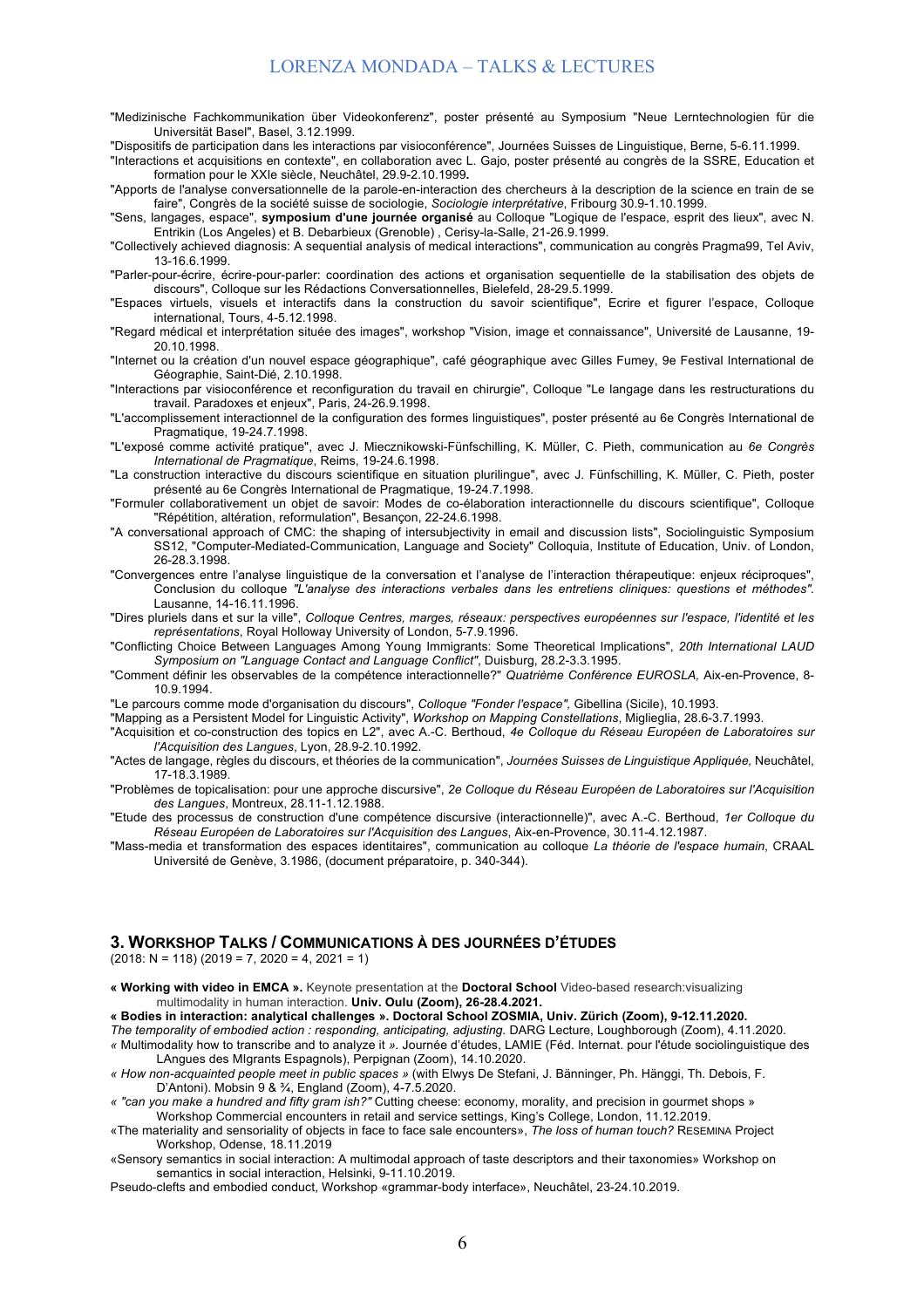"Medizinische Fachkommunikation über Videokonferenz", poster présenté au Symposium "Neue Lerntechnologien für die Universität Basel", Basel, 3.12.1999.

"Dispositifs de participation dans les interactions par visioconférence", Journées Suisses de Linguistique, Berne, 5-6.11.1999.

"Interactions et acquisitions en contexte", en collaboration avec L. Gajo, poster présenté au congrès de la SSRE, Education et formation pour le XXIe siècle, Neuchâtel, 29.9-2.10.1999**.**

"Apports de l'analyse conversationnelle de la parole-en-interaction des chercheurs à la description de la science en train de se faire", Congrès de la société suisse de sociologie, *Sociologie interprétative*, Fribourg 30.9-1.10.1999.

"Sens, langages, espace", **symposium d'une journée organisé** au Colloque "Logique de l'espace, esprit des lieux", avec N. Entrikin (Los Angeles) et B. Debarbieux (Grenoble) , Cerisy-la-Salle, 21-26.9.1999.

"Collectively achieved diagnosis: A sequential analysis of medical interactions", communication au congrès Pragma99, Tel Aviv, 13-16.6.1999.

"Parler-pour-écrire, écrire-pour-parler: coordination des actions et organisation sequentielle de la stabilisation des objets de discours", Colloque sur les Rédactions Conversationnelles, Bielefeld, 28-29.5.1999.

"Espaces virtuels, visuels et interactifs dans la construction du savoir scientifique", Ecrire et figurer l'espace, Colloque international, Tours, 4-5.12.1998.

"Regard médical et interprétation située des images", workshop "Vision, image et connaissance", Université de Lausanne, 19-20.10.1998.

"Internet ou la création d'un nouvel espace géographique", café géographique avec Gilles Fumey, 9e Festival International de Géographie, Saint-Dié, 2.10.1998.

"Interactions par visioconférence et reconfiguration du travail en chirurgie", Colloque "Le langage dans les restructurations du travail. Paradoxes et enjeux", Paris, 24-26.9.1998.

"L'accomplissement interactionnel de la configuration des formes linguistiques", poster présenté au 6e Congrès International de Pragmatique, 19-24.7.1998.

"L'exposé comme activité pratique", avec J. Miecznikowski-Fünfschilling, K. Müller, C. Pieth, communication au *6e Congrès International de Pragmatique*, Reims, 19-24.6.1998.

"La construction interactive du discours scientifique en situation plurilingue", avec J. Fünfschilling, K. Müller, C. Pieth, poster présenté au 6e Congrès International de Pragmatique, 19-24.7.1998.

"Formuler collaborativement un objet de savoir: Modes de co-élaboration interactionnelle du discours scientifique", Colloque "Répétition, altération, reformulation", Besançon, 22-24.6.1998.

"A conversational approach of CMC: the shaping of intersubjectivity in email and discussion lists", Sociolinguistic Symposium SS12, "Computer-Mediated-Communication, Language and Society" Colloquia, Institute of Education, Univ. of London, 26-28.3.1998.

"Convergences entre l'analyse linguistique de la conversation et l'analyse de l'interaction thérapeutique: enjeux réciproques", Conclusion du colloque *"L'analyse des interactions verbales dans les entretiens cliniques: questions et méthodes"*. Lausanne, 14-16.11.1996.

"Dires pluriels dans et sur la ville", *Colloque Centres, marges, réseaux: perspectives européennes sur l'espace, l'identité et les représentations*, Royal Holloway University of London, 5-7.9.1996.

"Conflicting Choice Between Languages Among Young Immigrants: Some Theoretical Implications", *20th International LAUD Symposium on "Language Contact and Language Conflict"*, Duisburg, 28.2-3.3.1995.

"Comment définir les observables de la compétence interactionnelle?" *Quatrième Conférence EUROSLA,* Aix-en-Provence, 8-10.9.1994.

"Le parcours comme mode d'organisation du discours", *Colloque "Fonder l'espace",* Gibellina (Sicile), 10.1993.

"Mapping as a Persistent Model for Linguistic Activity", *Workshop on Mapping Constellations*, Miglieglia, 28.6-3.7.1993.

"Acquisition et co-construction des topics en L2", avec A.-C. Berthoud, *4e Colloque du Réseau Européen de Laboratoires sur l'Acquisition des Langues*, Lyon, 28.9-2.10.1992.

"Actes de langage, règles du discours, et théories de la communication", *Journées Suisses de Linguistique Appliquée,* Neuchâtel, 17-18.3.1989.

"Problèmes de topicalisation: pour une approche discursive", *2e Colloque du Réseau Européen de Laboratoires sur l'Acquisition des Langues*, Montreux, 28.11-1.12.1988.

"Etude des processus de construction d'une compétence discursive (interactionnelle)", avec A.-C. Berthoud, *1er Colloque du Réseau Européen de Laboratoires sur l'Acquisition des Langues*, Aix-en-Provence, 30.11-4.12.1987.

"Mass-media et transformation des espaces identitaires", communication au colloque *La théorie de l'espace humain*, CRAAL Université de Genève, 3.1986, (document préparatoire, p. 340-344).

## 3. Workshop Talks / Communications à des journées d'études

(2018: N = 118) (2019 = 7, 2020 = 4, 2021 = 1)

**« Working with video in EMCA ».** Keynote presentation at the **Doctoral School** Video-based research:visualizing multimodality in human interaction. **Univ. Oulu (Zoom), 26-28.4.2021.**

**« Bodies in interaction: analytical challenges ». Doctoral School ZOSMIA, Univ. Zürich (Zoom), 9-12.11.2020.**

*The temporality of embodied action : responding, anticipating, adjusting.* DARG Lecture, Loughborough (Zoom), 4.11.2020.

« Multimodality how to transcribe and to analyze it ». Journée d'études, LAMIE (Féd. Internat. pour l'étude sociolinguistique des LAngues des MIgrants Espagnols), Perpignan (Zoom), 14.10.2020.

*« How non-acquainted people meet in public spaces »* (with Elwys De Stefani, J. Bänninger, Ph. Hänggi, Th. Debois, F. D'Antoni). Mobsin 9 & ¾, England (Zoom), 4-7.5.2020.

*« "can you make a hundred and fifty gram ish?"* Cutting cheese: economy, morality, and precision in gourmet shops » Workshop Commercial encounters in retail and service settings, King's College, London, 11.12.2019.

«The materiality and sensoriality of objects in face to face sale encounters», *The loss of human touch?* RESEMINA Project Workshop, Odense, 18.11.2019

«Sensory semantics in social interaction: A multimodal approach of taste descriptors and their taxonomies» Workshop on semantics in social interaction, Helsinki, 9-11.10.2019.

Pseudo-clefts and embodied conduct, Workshop «grammar-body interface», Neuchâtel, 23-24.10.2019.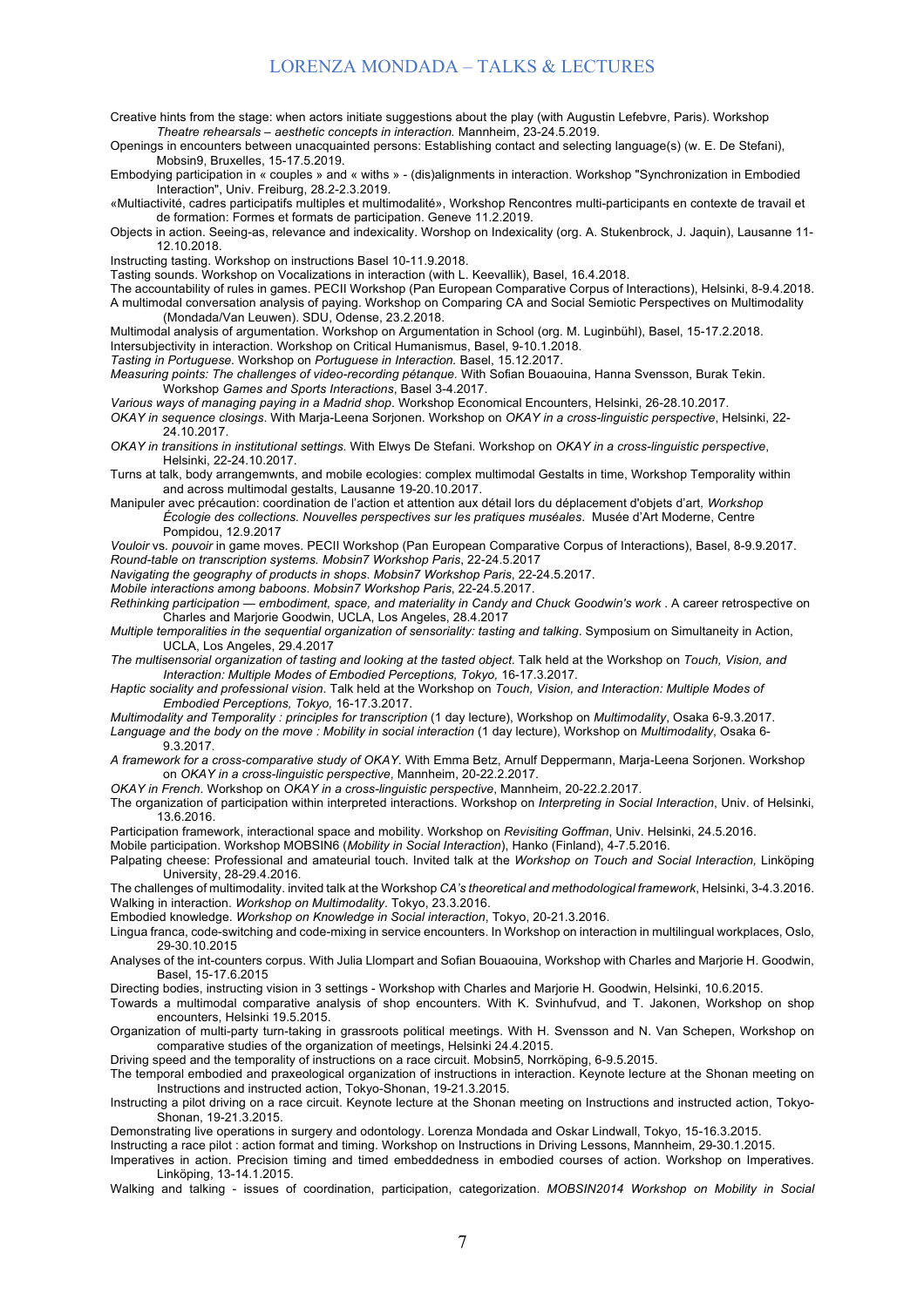Creative hints from the stage: when actors initiate suggestions about the play (with Augustin Lefebvre, Paris). Workshop *Theatre rehearsals – aesthetic concepts in interaction.* Mannheim, 23-24.5.2019.

Openings in encounters between unacquainted persons: Establishing contact and selecting language(s) (w. E. De Stefani), Mobsin9, Bruxelles, 15-17.5.2019.

Embodying participation in « couples » and « withs » - (dis)alignments in interaction. Workshop "Synchronization in Embodied Interaction", Univ. Freiburg, 28.2-2.3.2019.

«Multiactivité, cadres participatifs multiples et multimodalité», Workshop Rencontres multi-participants en contexte de travail et de formation: Formes et formats de participation. Geneve 11.2.2019.

Objects in action. Seeing-as, relevance and indexicality. Worshop on Indexicality (org. A. Stukenbrock, J. Jaquin), Lausanne 11-12.10.2018.

Instructing tasting. Workshop on instructions Basel 10-11.9.2018.

Tasting sounds. Workshop on Vocalizations in interaction (with L. Keevallik), Basel, 16.4.2018.

The accountability of rules in games. PECII Workshop (Pan European Comparative Corpus of Interactions), Helsinki, 8-9.4.2018.

A multimodal conversation analysis of paying. Workshop on Comparing CA and Social Semiotic Perspectives on Multimodality (Mondada/Van Leuwen). SDU, Odense, 23.2.2018.

Multimodal analysis of argumentation. Workshop on Argumentation in School (org. M. Luginbühl), Basel, 15-17.2.2018.

Intersubjectivity in interaction. Workshop on Critical Humanismus, Basel, 9-10.1.2018.

*Tasting in Portuguese.* Workshop on *Portuguese in Interaction.* Basel, 15.12.2017.

*Measuring points: The challenges of video-recording pétanque.* With Sofian Bouaouina, Hanna Svensson, Burak Tekin. Workshop *Games and Sports Interactions*, Basel 3-4.2017.

*Various ways of managing paying in a Madrid shop*. Workshop Economical Encounters, Helsinki, 26-28.10.2017.

*OKAY in sequence closings*. With Marja-Leena Sorjonen. Workshop on *OKAY in a cross-linguistic perspective*, Helsinki, 22-24.10.2017.

*OKAY in transitions in institutional settings.* With Elwys De Stefani. Workshop on *OKAY in a cross-linguistic perspective*, Helsinki, 22-24.10.2017.

Turns at talk, body arrangemwnts, and mobile ecologies: complex multimodal Gestalts in time, Workshop Temporality within and across multimodal gestalts, Lausanne 19-20.10.2017.

Manipuler avec précaution: coordination de l'action et attention aux détail lors du déplacement d'objets d'art, *Workshop Écologie des collections. Nouvelles perspectives sur les pratiques muséales*. Musée d'Art Moderne, Centre Pompidou, 12.9.2017

*Vouloir* vs. *pouvoir* in game moves. PECII Workshop (Pan European Comparative Corpus of Interactions), Basel, 8-9.9.2017.

*Round-table on transcription systems. Mobsin7 Workshop Paris*, 22-24.5.2017

*Navigating the geography of products in shops*. *Mobsin7 Workshop Paris*, 22-24.5.2017.

*Mobile interactions among baboons*. *Mobsin7 Workshop Paris*, 22-24.5.2017.

*Rethinking participation — embodiment, space, and materiality in Candy and Chuck Goodwin's work* . A career retrospective on Charles and Marjorie Goodwin, UCLA, Los Angeles, 28.4.2017

*Multiple temporalities in the sequential organization of sensoriality: tasting and talking*. Symposium on Simultaneity in Action, UCLA, Los Angeles, 29.4.2017

*The multisensorial organization of tasting and looking at the tasted object*. Talk held at the Workshop on *Touch, Vision, and Interaction: Multiple Modes of Embodied Perceptions, Tokyo,* 16-17.3.2017.

*Haptic sociality and professional vision*. Talk held at the Workshop on *Touch, Vision, and Interaction: Multiple Modes of Embodied Perceptions, Tokyo,* 16-17.3.2017.

*Multimodality and Temporality : principles for transcription* (1 day lecture), Workshop on *Multimodality*, Osaka 6-9.3.2017.

*Language and the body on the move : Mobility in social interaction* (1 day lecture), Workshop on *Multimodality*, Osaka 6-9.3.2017.

*A framework for a cross-comparative study of OKAY*. With Emma Betz, Arnulf Deppermann, Marja-Leena Sorjonen. Workshop on *OKAY in a cross-linguistic perspective*, Mannheim, 20-22.2.2017.

*OKAY in French.* Workshop on *OKAY in a cross-linguistic perspective*, Mannheim, 20-22.2.2017.

The organization of participation within interpreted interactions. Workshop on *Interpreting in Social Interaction*, Univ. of Helsinki, 13.6.2016.

Participation framework, interactional space and mobility. Workshop on *Revisiting Goffman*, Univ. Helsinki, 24.5.2016.

Mobile participation. Workshop MOBSIN6 (*Mobility in Social Interaction*), Hanko (Finland), 4-7.5.2016.

Palpating cheese: Professional and amateurial touch. Invited talk at the *Workshop on Touch and Social Interaction,* Linköping University, 28-29.4.2016.

The challenges of multimodality. invited talk at the Workshop *CA's theoretical and methodological framework*, Helsinki, 3-4.3.2016.

Walking in interaction. *Workshop on Multimodality*. Tokyo, 23.3.2016.

Embodied knowledge. *Workshop on Knowledge in Social interaction*, Tokyo, 20-21.3.2016.

Lingua franca, code-switching and code-mixing in service encounters. In Workshop on interaction in multilingual workplaces, Oslo, 29-30.10.2015

Analyses of the int-counters corpus. With Julia Llompart and Sofian Bouaouina, Workshop with Charles and Marjorie H. Goodwin, Basel, 15-17.6.2015

Directing bodies, instructing vision in 3 settings - Workshop with Charles and Marjorie H. Goodwin, Helsinki, 10.6.2015.

Towards a multimodal comparative analysis of shop encounters. With K. Svinhufvud, and T. Jakonen, Workshop on shop encounters, Helsinki 19.5.2015.

Organization of multi-party turn-taking in grassroots political meetings. With H. Svensson and N. Van Schepen, Workshop on comparative studies of the organization of meetings, Helsinki 24.4.2015.

Driving speed and the temporality of instructions on a race circuit. Mobsin5, Norrköping, 6-9.5.2015.

The temporal embodied and praxeological organization of instructions in interaction. Keynote lecture at the Shonan meeting on Instructions and instructed action, Tokyo-Shonan, 19-21.3.2015.

Instructing a pilot driving on a race circuit. Keynote lecture at the Shonan meeting on Instructions and instructed action, Tokyo-Shonan, 19-21.3.2015.

Demonstrating live operations in surgery and odontology. Lorenza Mondada and Oskar Lindwall, Tokyo, 15-16.3.2015.

Instructing a race pilot : action format and timing. Workshop on Instructions in Driving Lessons, Mannheim, 29-30.1.2015.

Imperatives in action. Precision timing and timed embeddedness in embodied courses of action. Workshop on Imperatives. Linköping, 13-14.1.2015.

Walking and talking - issues of coordination, participation, categorization. *MOBSIN2014 Workshop on Mobility in Social*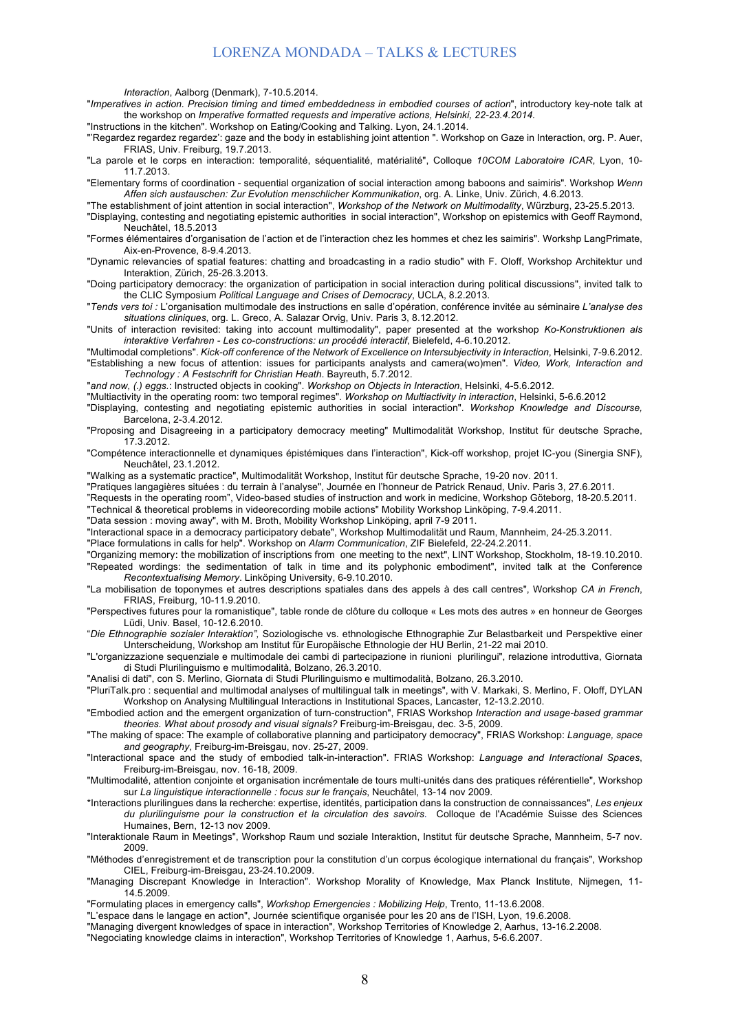*Interaction*, Aalborg (Denmark), 7-10.5.2014.

"*Imperatives in action. Precision timing and timed embeddedness in embodied courses of action*", introductory key-note talk at the workshop on *Imperative formatted requests and imperative actions, Helsinki, 22-23.4.2014.*

"Instructions in the kitchen". Workshop on Eating/Cooking and Talking. Lyon, 24.1.2014.

"'Regardez regardez regardez': gaze and the body in establishing joint attention ". Workshop on Gaze in Interaction, org. P. Auer, FRIAS, Univ. Freiburg, 19.7.2013.

"La parole et le corps en interaction: temporalité, séquentialité, matérialité", Colloque *10COM Laboratoire ICAR*, Lyon, 10-11.7.2013.

"Elementary forms of coordination - sequential organization of social interaction among baboons and saimiris". Workshop *Wenn Affen sich austauschen: Zur Evolution menschlicher Kommunikation*, org. A. Linke, Univ. Zürich, 4.6.2013.

"The establishment of joint attention in social interaction", *Workshop of the Network on Multimodality*, Würzburg, 23-25.5.2013.

"Displaying, contesting and negotiating epistemic authorities in social interaction", Workshop on epistemics with Geoff Raymond, Neuchâtel, 18.5.2013

"Formes élémentaires d'organisation de l'action et de l'interaction chez les hommes et chez les saimiris". Workshp LangPrimate, Aix-en-Provence, 8-9.4.2013.

"Dynamic relevancies of spatial features: chatting and broadcasting in a radio studio" with F. Oloff, Workshop Architektur und Interaktion, Zürich, 25-26.3.2013.

"Doing participatory democracy: the organization of participation in social interaction during political discussions", invited talk to the CLIC Symposium *Political Language and Crises of Democracy*, UCLA, 8.2.2013.

"*Tends vers toi :* L'organisation multimodale des instructions en salle d'opération, conférence invitée au séminaire *L'analyse des situations cliniques*, org. L. Greco, A. Salazar Orvig, Univ. Paris 3, 8.12.2012.

"Units of interaction revisited: taking into account multimodality", paper presented at the workshop *Ko-Konstruktionen als interaktive Verfahren - Les co-constructions: un procédé interactif*, Bielefeld, 4-6.10.2012.

"Multimodal completions". *Kick-off conference of the Network of Excellence on Intersubjectivity in Interaction*, Helsinki, 7-9.6.2012.

"Establishing a new focus of attention: issues for participants analysts and camera(wo)men". *Video, Work, Interaction and Technology : A Festschrift for Christian Heath*. Bayreuth, 5.7.2012.

"*and now, (.) eggs.*: Instructed objects in cooking". *Workshop on Objects in Interaction*, Helsinki, 4-5.6.2012.

"Multiactivity in the operating room: two temporal regimes". *Workshop on Multiactivity in interaction*, Helsinki, 5-6.6.2012

"Displaying, contesting and negotiating epistemic authorities in social interaction". *Workshop Knowledge and Discourse,* Barcelona, 2-3.4.2012.

"Proposing and Disagreeing in a participatory democracy meeting" Multimodalität Workshop, Institut für deutsche Sprache, 17.3.2012.

"Compétence interactionnelle et dynamiques épistémiques dans l'interaction", Kick-off workshop, projet IC-you (Sinergia SNF), Neuchâtel, 23.1.2012.

"Walking as a systematic practice", Multimodalität Workshop, Institut für deutsche Sprache, 19-20 nov. 2011.

"Pratiques langagières situées : du terrain à l'analyse", Journée en l'honneur de Patrick Renaud, Univ. Paris 3, 27.6.2011.

"Requests in the operating room", Video-based studies of instruction and work in medicine, Workshop Göteborg, 18-20.5.2011.

"Technical & theoretical problems in videorecording mobile actions" Mobility Workshop Linköping, 7-9.4.2011.

"Data session : moving away", with M. Broth, Mobility Workshop Linköping, april 7-9 2011.

"Interactional space in a democracy participatory debate", Workshop Multimodalität und Raum, Mannheim, 24-25.3.2011.

"Place formulations in calls for help". Workshop on *Alarm Communication*, ZIF Bielefeld, 22-24.2.2011.

"Organizing memory: the mobilization of inscriptions from one meeting to the next", LINT Workshop, Stockholm, 18-19.10.2010.

"Repeated wordings: the sedimentation of talk in time and its polyphonic embodiment", invited talk at the Conference *Recontextualising Memory*. Linköping University, 6-9.10.2010.

"La mobilisation de toponymes et autres descriptions spatiales dans des appels à des call centres", Workshop *CA in French*, FRIAS, Freiburg, 10-11.9.2010.

"Perspectives futures pour la romanistique", table ronde de clôture du colloque « Les mots des autres » en honneur de Georges Lüdi, Univ. Basel, 10-12.6.2010.

"*Die Ethnographie sozialer Interaktion",* Soziologische vs. ethnologische Ethnographie Zur Belastbarkeit und Perspektive einer Unterscheidung, Workshop am Institut für Europäische Ethnologie der HU Berlin, 21-22 mai 2010.

"L'organizzazione sequenziale e multimodale dei cambi di partecipazione in riunioni plurilingui", relazione introduttiva, Giornata di Studi Plurilinguismo e multimodalità, Bolzano, 26.3.2010.

"Analisi di dati", con S. Merlino, Giornata di Studi Plurilinguismo e multimodalità, Bolzano, 26.3.2010.

"PluriTalk.pro : sequential and multimodal analyses of multilingual talk in meetings", with V. Markaki, S. Merlino, F. Oloff, DYLAN Workshop on Analysing Multilingual Interactions in Institutional Spaces, Lancaster, 12-13.2.2010.

"Embodied action and the emergent organization of turn-construction", FRIAS Workshop *Interaction and usage-based grammar theories. What about prosody and visual signals?* Freiburg-im-Breisgau, dec. 3-5, 2009.

"The making of space: The example of collaborative planning and participatory democracy", FRIAS Workshop: *Language, space and geography*, Freiburg-im-Breisgau, nov. 25-27, 2009.

"Interactional space and the study of embodied talk-in-interaction". FRIAS Workshop: *Language and Interactional Spaces*, Freiburg-im-Breisgau, nov. 16-18, 2009.

"Multimodalité, attention conjointe et organisation incrémentale de tours multi-unités dans des pratiques référentielle", Workshop sur *La linguistique interactionnelle : focus sur le français*, Neuchâtel, 13-14 nov 2009.

*Interactions plurilingues dans la recherche: expertise, identités, participation dans la construction de connaissances", *Les enjeux du plurilinguisme pour la construction et la circulation des savoirs.* Colloque de l'Académie Suisse des Sciences Humaines, Bern, 12-13 nov 2009.

"Interaktionale Raum in Meetings", Workshop Raum und soziale Interaktion, Institut für deutsche Sprache, Mannheim, 5-7 nov. 2009.

"Méthodes d'enregistrement et de transcription pour la constitution d'un corpus écologique international du français", Workshop CIEL, Freiburg-im-Breisgau, 23-24.10.2009.

"Managing Discrepant Knowledge in Interaction". Workshop Morality of Knowledge, Max Planck Institute, Nijmegen, 11-14.5.2009.

"Formulating places in emergency calls", *Workshop Emergencies : Mobilizing Help*, Trento, 11-13.6.2008.

"L'espace dans le langage en action", Journée scientifique organisée pour les 20 ans de l'ISH, Lyon, 19.6.2008.

"Managing divergent knowledges of space in interaction", Workshop Territories of Knowledge 2, Aarhus, 13-16.2.2008.

"Negociating knowledge claims in interaction", Workshop Territories of Knowledge 1, Aarhus, 5-6.6.2007.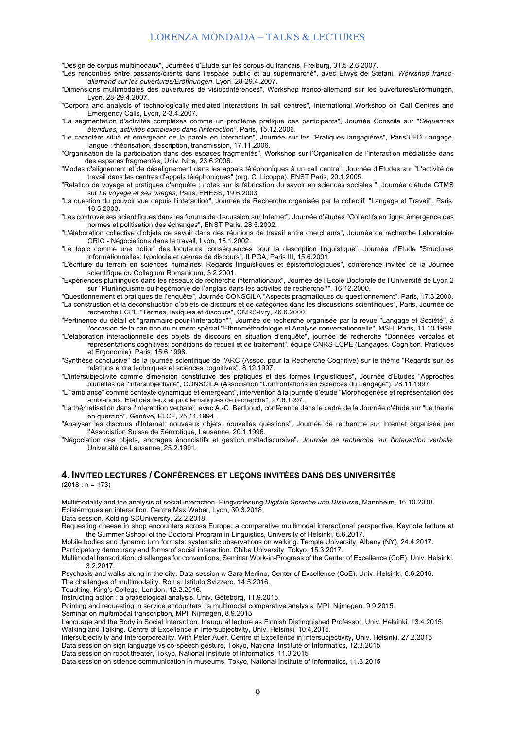"Design de corpus multimodaux", Journées d'Etude sur les corpus du français, Freiburg, 31.5-2.6.2007.

"Les rencontres entre passants/clients dans l'espace public et au supermarché", avec Elwys de Stefani, *Workshop franco-allemand sur les ouvertures/Eröffnungen*, Lyon, 28-29.4.2007.

"Dimensions multimodales des ouvertures de visioconférences", Workshop franco-allemand sur les ouvertures/Eröffnungen, Lyon, 28-29.4.2007.

"Corpora and analysis of technologically mediated interactions in call centres", International Workshop on Call Centres and Emergency Calls, Lyon, 2-3.4.2007.

"La segmentation d'activités complexes comme un problème pratique des participants", Journée Conscila sur "*Séquences étendues, activités complexes dans l'interaction"*, Paris, 15.12.2006.

"Le caractère situé et émergeant de la parole en interaction", Journée sur les "Pratiques langagières", Paris3-ED Langage, langue : théorisation, description, transmission, 17.11.2006.

"Organisation de la participation dans des espaces fragmentés", Workshop sur l'Organisation de l'interaction médiatisée dans des espaces fragmentés, Univ. Nice, 23.6.2006.

"Modes d'alignement et de désalignement dans les appels téléphoniques à un call centre", Journée d'Etudes sur "L'activité de travail dans les centres d'appels téléphoniques" (org. C. Licoppe), ENST Paris, 20.1.2005.

"Relation de voyage et pratiques d'enquête : notes sur la fabrication du savoir en sciences sociales ", Journée d'étude GTMS sur *Le voyage et ses usages*, Paris, EHESS, 19.6.2003.

"La question du pouvoir vue depuis l'interaction", Journée de Recherche organisée par le collectif "Langage et Travail", Paris, 16.5.2003.

"Les controverses scientifiques dans les forums de discussion sur Internet", Journée d'études "Collectifs en ligne, émergence des normes et politisation des échanges", ENST Paris, 28.5.2002.

"L'élaboration collective d'objets de savoir dans des réunions de travail entre chercheurs"**,** Journée de recherche Laboratoire GRIC - Négociations dans le travail, Lyon, 18.1.2002.

"Le topic comme une notion des locuteurs: conséquences pour la description linguistique", Journée d'Etude "Structures informationnelles: typologie et genres de discours", ILPGA, Paris III, 15.6.2001.

"L'écriture du terrain en sciences humaines. Regards linguistiques et épistémologiques", conférence invitée de la Journée scientifique du Collegium Romanicum, 3.2.2001.

"Expériences plurilingues dans les réseaux de recherche internationaux", Journée de l'Ecole Doctorale de l'Université de Lyon 2 sur "Plurilinguisme ou hégémonie de l'anglais dans les activités de recherche?", 16.12.2000.

"Questionnement et pratiques de l'enquête", Journée CONSCILA "Aspects pragmatiques du questionnement", Paris, 17.3.2000.

"La construction et la déconstruction d'objets de discours et de catégories dans les discussions scientifiques", Paris, Journée de recherche LCPE "Termes, lexiques et discours", CNRS-Ivry, 26.6.2000.

"Pertinence du détail et "grammaire-pour-l'interaction"", Journée de recherche organisée par la revue "Langage et Société", à l'occasion de la parution du numéro spécial "Ethnométhodologie et Analyse conversationnelle", MSH, Paris, 11.10.1999.

"L'élaboration interactionnelle des objets de discours en situation d'enquête", journée de recherche "Données verbales et représentations cognitives: conditions de recueil et de traitement", équipe CNRS-LCPE (Langages, Cognition, Pratiques et Ergonomie), Paris, 15.6.1998.

"Synthèse conclusive" de la journée scientifique de l'ARC (Assoc. pour la Recherche Cognitive) sur le thème "Regards sur les relations entre techniques et sciences cognitives", 8.12.1997.

"L'intersubjectivité comme dimension constitutive des pratiques et des formes linguistiques", Journée d'Etudes "Approches plurielles de l'intersubjectivité", CONSCILA (Association "Confrontations en Sciences du Langage"), 28.11.1997.

"L'"ambiance" comme contexte dynamique et émergeant", intervention à la journée d'étude "Morphogenèse et représentation des ambiances. Etat des lieux et problématiques de recherche", 27.6.1997.

"La thématisation dans l'interaction verbale", avec A.-C. Berthoud, conférence dans le cadre de la Journée d'étude sur "Le thème en question", Genève, ELCF, 25.11.1994.

"Analyser les discours d'Internet: nouveaux objets, nouvelles questions", Journée de recherche sur Internet organisée par l'Association Suisse de Sémiotique, Lausanne, 20.1.1996.

"Négociation des objets, ancrages énonciatifs et gestion métadiscursive", *Journée de recherche sur l'interaction verbale*, Université de Lausanne, 25.2.1991.

## 4. Invited lectures / Conférences et leçons invitées dans des universités

(2018 : n = 173)

Multimodality and the analysis of social interaction. Ringvorlesung *Digitale Sprache und Diskurse*, Mannheim, 16.10.2018.

Epistémiques en interaction. Centre Max Weber, Lyon, 30.3.2018.

Data session. Kolding SDUniversity, 22.2.2018.

Requesting cheese in shop encounters across Europe: a comparative multimodal interactional perspective, Keynote lecture at the Summer School of the Doctoral Program in Linguistics, University of Helsinki, 6.6.2017.

Mobile bodies and dynamic turn formats: systematic observations on walking. Temple University, Albany (NY), 24.4.2017.

Participatory democracy and forms of social interaction. Chiba University, Tokyo, 15.3.2017.

Multimodal transcription: challenges for conventions, Seminar Work-in-Progress of the Center of Excellence (CoE), Univ. Helsinki, 3.2.2017.

Psychosis and walks along in the city. Data session w Sara Merlino, Center of Excellence (CoE), Univ. Helsinki, 6.6.2016.

The challenges of multimodality. Roma, Istituto Svizzero, 14.5.2016.

Touching. King's College, London, 12.2.2016.

Instructing action : a praxeological analysis. Univ. Göteborg, 11.9.2015.

Pointing and requesting in service encounters : a multimodal comparative analysis. MPI, Nijmegen, 9.9.2015.

Seminar on multimodal transcription, MPI, Nijmegen, 8.9.2015

Language and the Body in Social Interaction. Inaugural lecture as Finnish Distinguished Professor, Univ. Helsinki. 13.4.2015.

Walking and Talking. Centre of Excellence in Intersubjectivity, Univ. Helsinki, 10.4.2015.

Intersubjectivity and Intercorporeality. With Peter Auer. Centre of Excellence in Intersubjectivity, Univ. Helsinki, 27.2.2015

Data session on sign language vs co-speech gesture, Tokyo, National Institute of Informatics, 12.3.2015

Data session on robot theater, Tokyo, National Institute of Informatics, 11.3.2015

Data session on science communication in museums, Tokyo, National Institute of Informatics, 11.3.2015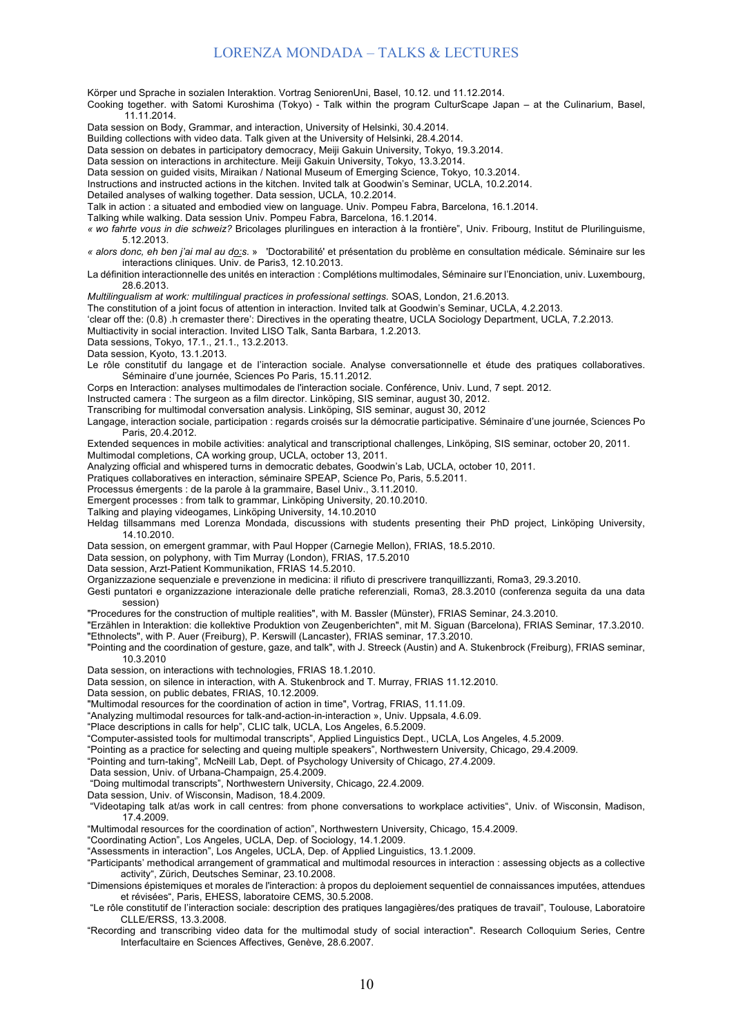Körper und Sprache in sozialen Interaktion. Vortrag SeniorenUni, Basel, 10.12. und 11.12.2014.

Cooking together. with Satomi Kuroshima (Tokyo) - Talk within the program CulturScape Japan – at the Culinarium, Basel, 11.11.2014.

Data session on Body, Grammar, and interaction, University of Helsinki, 30.4.2014.

Building collections with video data. Talk given at the University of Helsinki, 28.4.2014.

Data session on debates in participatory democracy, Meiji Gakuin University, Tokyo, 19.3.2014.

Data session on interactions in architecture. Meiji Gakuin University, Tokyo, 13.3.2014.

Data session on guided visits, Miraikan / National Museum of Emerging Science, Tokyo, 10.3.2014.

Instructions and instructed actions in the kitchen. Invited talk at Goodwin's Seminar, UCLA, 10.2.2014.

Detailed analyses of walking together. Data session, UCLA, 10.2.2014.

Talk in action : a situated and embodied view on language. Univ. Pompeu Fabra, Barcelona, 16.1.2014.

Talking while walking. Data session Univ. Pompeu Fabra, Barcelona, 16.1.2014.

*« wo fahrte vous in die schweiz?* Bricolages plurilingues en interaction à la frontière", Univ. Fribourg, Institut de Plurilinguisme, 5.12.2013.

*« alors donc, eh ben j'ai mal au do:s.* » 'Doctorabilité' et présentation du problème en consultation médicale. Séminaire sur les interactions cliniques. Univ. de Paris3, 12.10.2013.

La définition interactionnelle des unités en interaction : Complétions multimodales, Séminaire sur l'Enonciation, univ. Luxembourg, 28.6.2013.

*Multilingualism at work: multilingual practices in professional settings.* SOAS, London, 21.6.2013.

The constitution of a joint focus of attention in interaction. Invited talk at Goodwin's Seminar, UCLA, 4.2.2013.

'clear off the: (0.8) .h cremaster there': Directives in the operating theatre, UCLA Sociology Department, UCLA, 7.2.2013.

Multiactivity in social interaction. Invited LISO Talk, Santa Barbara, 1.2.2013.

Data sessions, Tokyo, 17.1., 21.1., 13.2.2013.

Data session, Kyoto, 13.1.2013.

Le rôle constitutif du langage et de l'interaction sociale. Analyse conversationnelle et étude des pratiques collaboratives. Séminaire d'une journée, Sciences Po Paris, 15.11.2012.

Corps en Interaction: analyses multimodales de l'interaction sociale. Conférence, Univ. Lund, 7 sept. 2012.

Instructed camera : The surgeon as a film director. Linköping, SIS seminar, august 30, 2012.

Transcribing for multimodal conversation analysis. Linköping, SIS seminar, august 30, 2012

Langage, interaction sociale, participation : regards croisés sur la démocratie participative. Séminaire d'une journée, Sciences Po Paris, 20.4.2012.

Extended sequences in mobile activities: analytical and transcriptional challenges, Linköping, SIS seminar, october 20, 2011.

Multimodal completions, CA working group, UCLA, october 13, 2011.

Analyzing official and whispered turns in democratic debates, Goodwin's Lab, UCLA, october 10, 2011.

Pratiques collaboratives en interaction, séminaire SPEAP, Science Po, Paris, 5.5.2011.

Processus émergents : de la parole à la grammaire, Basel Univ., 3.11.2010.

Emergent processes : from talk to grammar, Linköping University, 20.10.2010.

Talking and playing videogames, Linköping University, 14.10.2010

Heldag tillsammans med Lorenza Mondada, discussions with students presenting their PhD project, Linköping University, 14.10.2010.

Data session, on emergent grammar, with Paul Hopper (Carnegie Mellon), FRIAS, 18.5.2010.

Data session, on polyphony, with Tim Murray (London), FRIAS, 17.5.2010

Data session, Arzt-Patient Kommunikation, FRIAS 14.5.2010.

Organizzazione sequenziale e prevenzione in medicina: il rifiuto di prescrivere tranquillizzanti, Roma3, 29.3.2010.

Gesti puntatori e organizzazione interazionale delle pratiche referenziali, Roma3, 28.3.2010 (conferenza seguita da una data session)

"Procedures for the construction of multiple realities", with M. Bassler (Münster), FRIAS Seminar, 24.3.2010.

"Erzählen in Interaktion: die kollektive Produktion von Zeugenberichten", mit M. Siguan (Barcelona), FRIAS Seminar, 17.3.2010.

"Ethnolects", with P. Auer (Freiburg), P. Kerswill (Lancaster), FRIAS seminar, 17.3.2010.

"Pointing and the coordination of gesture, gaze, and talk", with J. Streeck (Austin) and A. Stukenbrock (Freiburg), FRIAS seminar, 10.3.2010

Data session, on interactions with technologies, FRIAS 18.1.2010.

Data session, on silence in interaction, with A. Stukenbrock and T. Murray, FRIAS 11.12.2010.

Data session, on public debates, FRIAS, 10.12.2009.

"Multimodal resources for the coordination of action in time", Vortrag, FRIAS, 11.11.09.

"Analyzing multimodal resources for talk-and-action-in-interaction », Univ. Uppsala, 4.6.09.

"Place descriptions in calls for help", CLIC talk, UCLA, Los Angeles, 6.5.2009.

"Computer-assisted tools for multimodal transcripts", Applied Linguistics Dept., UCLA, Los Angeles, 4.5.2009.

"Pointing as a practice for selecting and queing multiple speakers", Northwestern University, Chicago, 29.4.2009.

"Pointing and turn-taking", McNeill Lab, Dept. of Psychology University of Chicago, 27.4.2009.

Data session, Univ. of Urbana-Champaign, 25.4.2009.

"Doing multimodal transcripts", Northwestern University, Chicago, 22.4.2009.

Data session, Univ. of Wisconsin, Madison, 18.4.2009.

"Videotaping talk at/as work in call centres: from phone conversations to workplace activities", Univ. of Wisconsin, Madison, 17.4.2009.

"Multimodal resources for the coordination of action", Northwestern University, Chicago, 15.4.2009.

"Coordinating Action", Los Angeles, UCLA, Dep. of Sociology, 14.1.2009.

"Assessments in interaction", Los Angeles, UCLA, Dep. of Applied Linguistics, 13.1.2009.

"Participants' methodical arrangement of grammatical and multimodal resources in interaction : assessing objects as a collective activity", Zürich, Deutsches Seminar, 23.10.2008.

"Dimensions épistemiques et morales de l'interaction: à propos du deploiement sequentiel de connaissances imputées, attendues et révisées", Paris, EHESS, laboratoire CEMS, 30.5.2008.

"Le rôle constitutif de l'interaction sociale: description des pratiques langagières/des pratiques de travail", Toulouse, Laboratoire CLLE/ERSS, 13.3.2008.

"Recording and transcribing video data for the multimodal study of social interaction". Research Colloquium Series, Centre Interfacultaire en Sciences Affectives, Genève, 28.6.2007.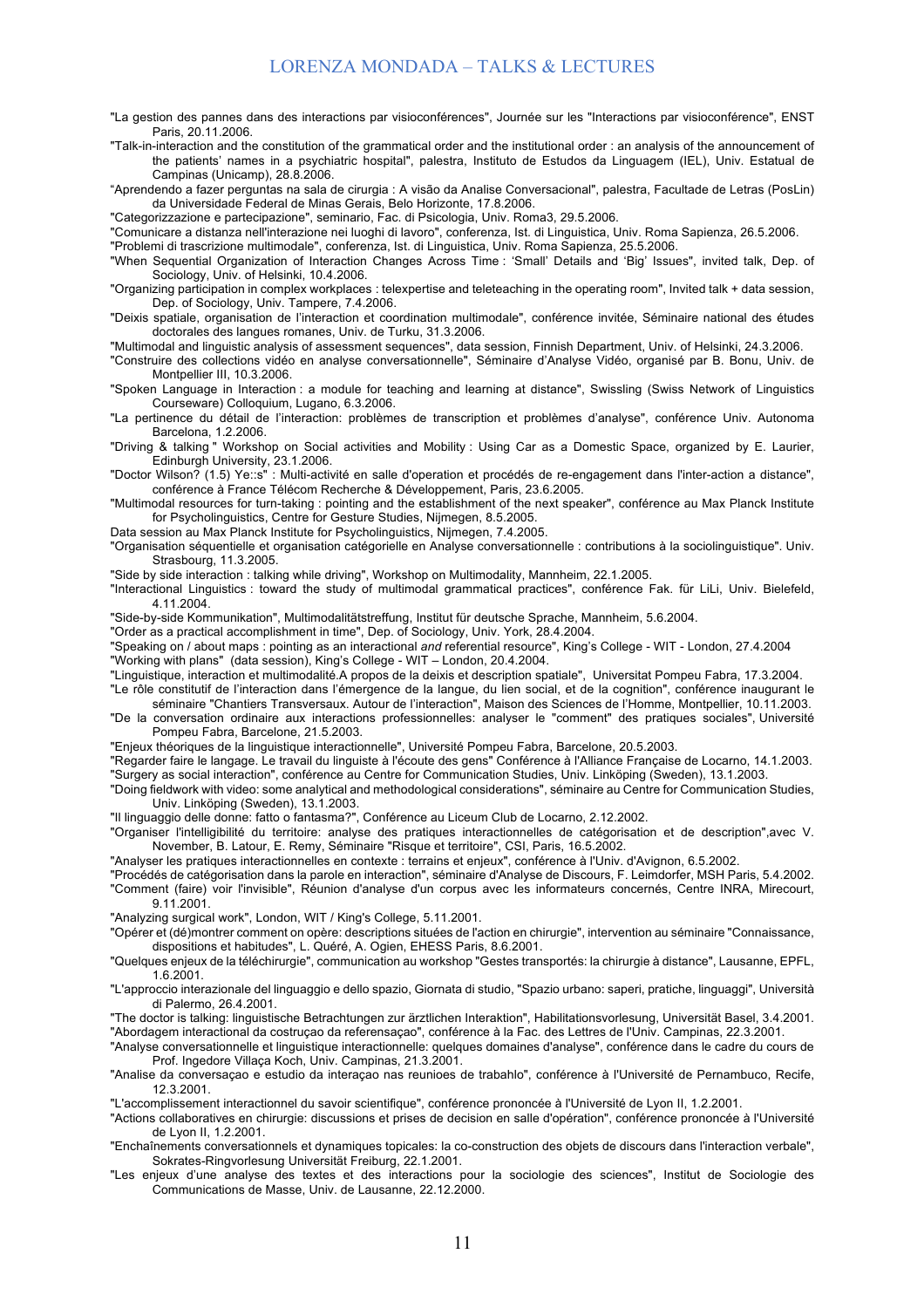"La gestion des pannes dans des interactions par visioconférences", Journée sur les "Interactions par visioconférence", ENST Paris, 20.11.2006.

"Talk-in-interaction and the constitution of the grammatical order and the institutional order : an analysis of the announcement of the patients' names in a psychiatric hospital", palestra, Instituto de Estudos da Linguagem (IEL), Univ. Estatual de Campinas (Unicamp), 28.8.2006.

"Aprendendo a fazer perguntas na sala de cirurgia : A visão da Analise Conversacional", palestra, Facultade de Letras (PosLin) da Universidade Federal de Minas Gerais, Belo Horizonte, 17.8.2006.

"Categorizzazione e partecipazione", seminario, Fac. di Psicologia, Univ. Roma3, 29.5.2006.

"Comunicare a distanza nell'interazione nei luoghi di lavoro", conferenza, Ist. di Linguistica, Univ. Roma Sapienza, 26.5.2006.

"Problemi di trascrizione multimodale", conferenza, Ist. di Linguistica, Univ. Roma Sapienza, 25.5.2006.

"When Sequential Organization of Interaction Changes Across Time : 'Small' Details and 'Big' Issues", invited talk, Dep. of Sociology, Univ. of Helsinki, 10.4.2006.

"Organizing participation in complex workplaces : telexpertise and teleteaching in the operating room", Invited talk + data session, Dep. of Sociology, Univ. Tampere, 7.4.2006.

"Deixis spatiale, organisation de l'interaction et coordination multimodale", conférence invitée, Séminaire national des études doctorales des langues romanes, Univ. de Turku, 31.3.2006.

"Multimodal and linguistic analysis of assessment sequences", data session, Finnish Department, Univ. of Helsinki, 24.3.2006.

"Construire des collections vidéo en analyse conversationnelle", Séminaire d'Analyse Vidéo, organisé par B. Bonu, Univ. de Montpellier III, 10.3.2006.

"Spoken Language in Interaction : a module for teaching and learning at distance", Swissling (Swiss Network of Linguistics Courseware) Colloquium, Lugano, 6.3.2006.

"La pertinence du détail de l'interaction: problèmes de transcription et problèmes d'analyse", conférence Univ. Autonoma Barcelona, 1.2.2006.

"Driving & talking " Workshop on Social activities and Mobility : Using Car as a Domestic Space, organized by E. Laurier, Edinburgh University, 23.1.2006.

"Doctor Wilson? (1.5) Ye::s" : Multi-activité en salle d'operation et procédés de re-engagement dans l'inter-action a distance", conférence à France Télécom Recherche & Développement, Paris, 23.6.2005.

"Multimodal resources for turn-taking : pointing and the establishment of the next speaker", conférence au Max Planck Institute for Psycholinguistics, Centre for Gesture Studies, Nijmegen, 8.5.2005.

Data session au Max Planck Institute for Psycholinguistics, Nijmegen, 7.4.2005.

"Organisation séquentielle et organisation catégorielle en Analyse conversationnelle : contributions à la sociolinguistique". Univ. Strasbourg, 11.3.2005.

"Side by side interaction : talking while driving", Workshop on Multimodality, Mannheim, 22.1.2005.

"Interactional Linguistics : toward the study of multimodal grammatical practices", conférence Fak. für LiLi, Univ. Bielefeld, 4.11.2004.

"Side-by-side Kommunikation", Multimodalitätstreffung, Institut für deutsche Sprache, Mannheim, 5.6.2004.

"Order as a practical accomplishment in time", Dep. of Sociology, Univ. York, 28.4.2004.

"Speaking on / about maps : pointing as an interactional *and* referential resource", King's College - WIT - London, 27.4.2004

"Working with plans" (data session), King's College - WIT – London, 20.4.2004.

"Linguistique, interaction et multimodalité.A propos de la deixis et description spatiale", Universitat Pompeu Fabra, 17.3.2004.

"Le rôle constitutif de l'interaction dans l'émergence de la langue, du lien social, et de la cognition", conférence inaugurant le séminaire "Chantiers Transversaux. Autour de l'interaction", Maison des Sciences de l'Homme, Montpellier, 10.11.2003.

"De la conversation ordinaire aux interactions professionnelles: analyser le "comment" des pratiques sociales", Université Pompeu Fabra, Barcelone, 21.5.2003.

"Enjeux théoriques de la linguistique interactionnelle", Université Pompeu Fabra, Barcelone, 20.5.2003.

"Regarder faire le langage. Le travail du linguiste à l'écoute des gens" Conférence à l'Alliance Française de Locarno, 14.1.2003.

"Surgery as social interaction", conférence au Centre for Communication Studies, Univ. Linköping (Sweden), 13.1.2003.

"Doing fieldwork with video: some analytical and methodological considerations", séminaire au Centre for Communication Studies, Univ. Linköping (Sweden), 13.1.2003.

"Il linguaggio delle donne: fatto o fantasma?", Conférence au Liceum Club de Locarno, 2.12.2002.

"Organiser l'intelligibilité du territoire: analyse des pratiques interactionnelles de catégorisation et de description",avec V. November, B. Latour, E. Remy, Séminaire "Risque et territoire", CSI, Paris, 16.5.2002.

"Analyser les pratiques interactionnelles en contexte : terrains et enjeux", conférence à l'Univ. d'Avignon, 6.5.2002.

"Procédés de catégorisation dans la parole en interaction", séminaire d'Analyse de Discours, F. Leimdorfer, MSH Paris, 5.4.2002.

"Comment (faire) voir l'invisible", Réunion d'analyse d'un corpus avec les informateurs concernés, Centre INRA, Mirecourt, 9.11.2001.

"Analyzing surgical work", London, WIT / King's College, 5.11.2001.

"Opérer et (dé)montrer comment on opère: descriptions situées de l'action en chirurgie", intervention au séminaire "Connaissance, dispositions et habitudes", L. Quéré, A. Ogien, EHESS Paris, 8.6.2001.

"Quelques enjeux de la téléchirurgie", communication au workshop "Gestes transportés: la chirurgie à distance", Lausanne, EPFL, 1.6.2001.

"L'approccio interazionale del linguaggio e dello spazio, Giornata di studio, "Spazio urbano: saperi, pratiche, linguaggi", Università di Palermo, 26.4.2001.

"The doctor is talking: linguistische Betrachtungen zur ärztlichen Interaktion", Habilitationsvorlesung, Universität Basel, 3.4.2001.

"Abordagem interactional da costruçao da referensaçao", conférence à la Fac. des Lettres de l'Univ. Campinas, 22.3.2001.

"Analyse conversationnelle et linguistique interactionnelle: quelques domaines d'analyse", conférence dans le cadre du cours de Prof. Ingedore Villaça Koch, Univ. Campinas, 21.3.2001.

"Analise da conversaçao e estudio da interaçao nas reunioes de trabahlo", conférence à l'Université de Pernambuco, Recife, 12.3.2001.

"L'accomplissement interactionnel du savoir scientifique", conférence prononcée à l'Université de Lyon II, 1.2.2001.

"Actions collaboratives en chirurgie: discussions et prises de decision en salle d'opération", conférence prononcée à l'Université de Lyon II, 1.2.2001.

"Enchaînements conversationnels et dynamiques topicales: la co-construction des objets de discours dans l'interaction verbale", Sokrates-Ringvorlesung Universität Freiburg, 22.1.2001.

"Les enjeux d'une analyse des textes et des interactions pour la sociologie des sciences", Institut de Sociologie des Communications de Masse, Univ. de Lausanne, 22.12.2000.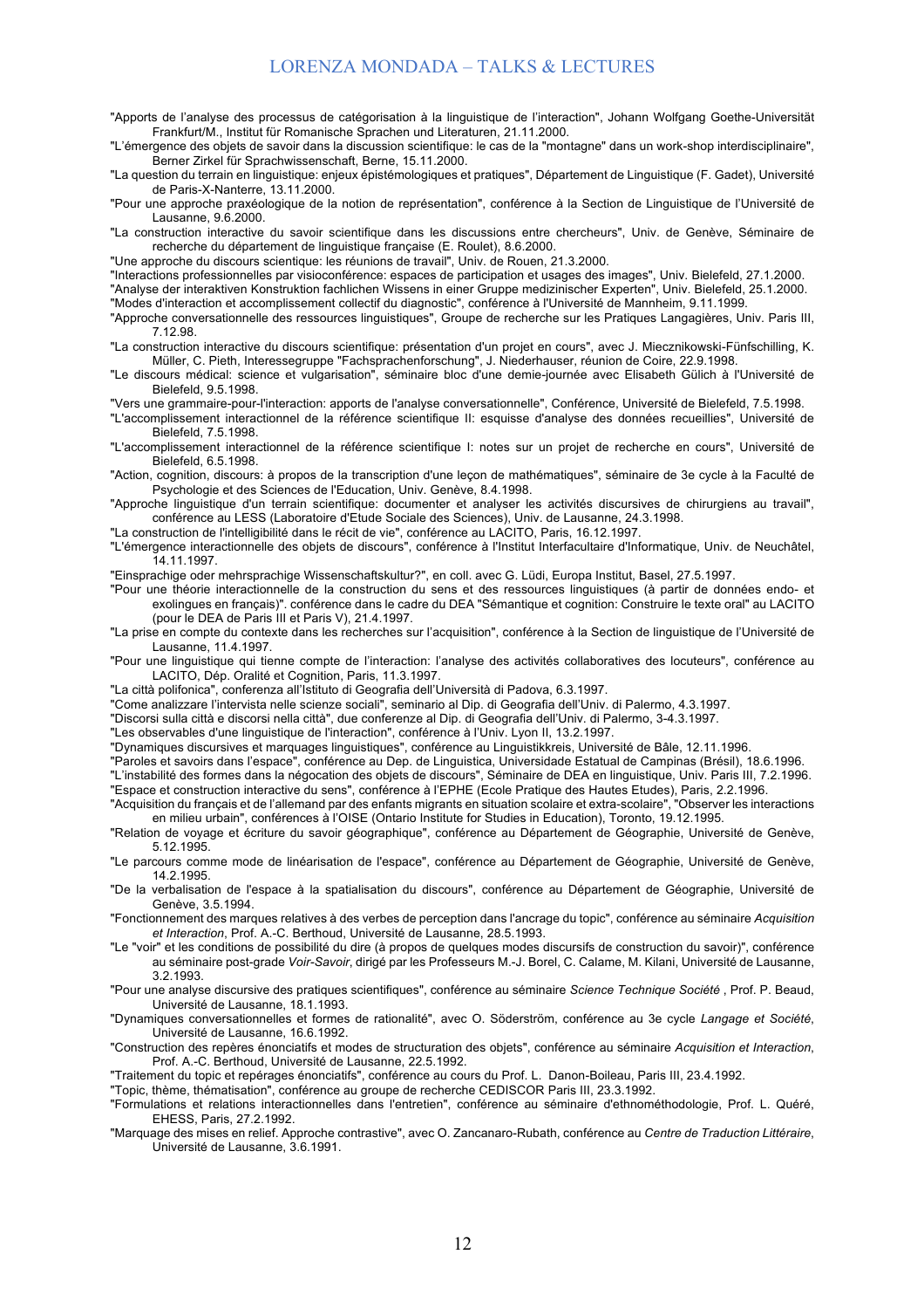"Apports de l'analyse des processus de catégorisation à la linguistique de l'interaction", Johann Wolfgang Goethe-Universität Frankfurt/M., Institut für Romanische Sprachen und Literaturen, 21.11.2000.

"L'émergence des objets de savoir dans la discussion scientifique: le cas de la "montagne" dans un work-shop interdisciplinaire", Berner Zirkel für Sprachwissenschaft, Berne, 15.11.2000.

"La question du terrain en linguistique: enjeux épistémologiques et pratiques", Département de Linguistique (F. Gadet), Université de Paris-X-Nanterre, 13.11.2000.

"Pour une approche praxéologique de la notion de représentation", conférence à la Section de Linguistique de l'Université de Lausanne, 9.6.2000.

"La construction interactive du savoir scientifique dans les discussions entre chercheurs", Univ. de Genève, Séminaire de recherche du département de linguistique française (E. Roulet), 8.6.2000.

"Une approche du discours scientique: les réunions de travail", Univ. de Rouen, 21.3.2000.

"Interactions professionnelles par visioconférence: espaces de participation et usages des images", Univ. Bielefeld, 27.1.2000.

"Analyse der interaktiven Konstruktion fachlichen Wissens in einer Gruppe medizinischer Experten", Univ. Bielefeld, 25.1.2000.

"Modes d'interaction et accomplissement collectif du diagnostic", conférence à l'Université de Mannheim, 9.11.1999.

"Approche conversationnelle des ressources linguistiques", Groupe de recherche sur les Pratiques Langagières, Univ. Paris III, 7.12.98.

"La construction interactive du discours scientifique: présentation d'un projet en cours", avec J. Miecznikowski-Fünfschilling, K. Müller, C. Pieth, Interessegruppe "Fachsprachenforschung", J. Niederhauser, réunion de Coire, 22.9.1998.

"Le discours médical: science et vulgarisation", séminaire bloc d'une demie-journée avec Elisabeth Gülich à l'Université de Bielefeld, 9.5.1998.

"Vers une grammaire-pour-l'interaction: apports de l'analyse conversationnelle", Conférence, Université de Bielefeld, 7.5.1998.

"L'accomplissement interactionnel de la référence scientifique II: esquisse d'analyse des données recueillies", Université de Bielefeld, 7.5.1998.

"L'accomplissement interactionnel de la référence scientifique I: notes sur un projet de recherche en cours", Université de Bielefeld, 6.5.1998.

"Action, cognition, discours: à propos de la transcription d'une leçon de mathématiques", séminaire de 3e cycle à la Faculté de Psychologie et des Sciences de l'Education, Univ. Genève, 8.4.1998.

"Approche linguistique d'un terrain scientifique: documenter et analyser les activités discursives de chirurgiens au travail", conférence au LESS (Laboratoire d'Etude Sociale des Sciences), Univ. de Lausanne, 24.3.1998.

"La construction de l'intelligibilité dans le récit de vie", conférence au LACITO, Paris, 16.12.1997.

"L'émergence interactionnelle des objets de discours", conférence à l'Institut Interfacultaire d'Informatique, Univ. de Neuchâtel, 14.11.1997.

"Einsprachige oder mehrsprachige Wissenschaftskultur?", en coll. avec G. Lüdi, Europa Institut, Basel, 27.5.1997.

"Pour une théorie interactionnelle de la construction du sens et des ressources linguistiques (à partir de données endo- et exolingues en français)". conférence dans le cadre du DEA "Sémantique et cognition: Construire le texte oral" au LACITO (pour le DEA de Paris III et Paris V), 21.4.1997.

"La prise en compte du contexte dans les recherches sur l'acquisition", conférence à la Section de linguistique de l'Université de Lausanne, 11.4.1997.

"Pour une linguistique qui tienne compte de l'interaction: l'analyse des activités collaboratives des locuteurs", conférence au LACITO, Dép. Oralité et Cognition, Paris, 11.3.1997.

"La città polifonica", conferenza all'Istituto di Geografia dell'Università di Padova, 6.3.1997.

"Come analizzare l'intervista nelle scienze sociali", seminario al Dip. di Geografia dell'Univ. di Palermo, 4.3.1997.

"Discorsi sulla città e discorsi nella città", due conferenze al Dip. di Geografia dell'Univ. di Palermo, 3-4.3.1997.

"Les observables d'une linguistique de l'interaction", conférence à l'Univ. Lyon II, 13.2.1997.

"Dynamiques discursives et marquages linguistiques", conférence au Linguistikkreis, Université de Bâle, 12.11.1996.

"Paroles et savoirs dans l'espace", conférence au Dep. de Linguistica, Universidade Estatal de Campinas (Brésil), 18.6.1996.

"L'instabilité des formes dans la négocation des objets de discours", Séminaire de DEA en linguistique, Univ. Paris III, 7.2.1996.

"Espace et construction interactive du sens", conférence à l'EPHE (Ecole Pratique des Hautes Etudes), Paris, 2.2.1996.

"Acquisition du français et de l'allemand par des enfants migrants en situation scolaire et extra-scolaire", "Observer les interactions en milieu urbain", conférences à l'OISE (Ontario Institute for Studies in Education), Toronto, 19.12.1995.

"Relation de voyage et écriture du savoir géographique", conférence au Département de Géographie, Université de Genève, 5.12.1995.

"Le parcours comme mode de linéarisation de l'espace", conférence au Département de Géographie, Université de Genève, 14.2.1995.

"De la verbalisation de l'espace à la spatialisation du discours", conférence au Département de Géographie, Université de Genève, 3.5.1994.

"Fonctionnement des marques relatives à des verbes de perception dans l'ancrage du topic", conférence au séminaire *Acquisition et Interaction*, Prof. A.-C. Berthoud, Université de Lausanne, 28.5.1993.

"Le "voir" et les conditions de possibilité du dire (à propos de quelques modes discursifs de construction du savoir)", conférence au séminaire post-grade *Voir-Savoir*, dirigé par les Professeurs M.-J. Borel, C. Calame, M. Kilani, Université de Lausanne, 3.2.1993.

"Pour une analyse discursive des pratiques scientifiques", conférence au séminaire *Science Technique Société* , Prof. P. Beaud, Université de Lausanne, 18.1.1993.

"Dynamiques conversationnelles et formes de rationalité", avec O. Söderström, conférence au 3e cycle *Langage et Société*, Université de Lausanne, 16.6.1992.

"Construction des repères énonciatifs et modes de structuration des objets", conférence au séminaire *Acquisition et Interaction*, Prof. A.-C. Berthoud, Université de Lausanne, 22.5.1992.

"Traitement du topic et repérages énonciatifs", conférence au cours du Prof. L. Danon-Boileau, Paris III, 23.4.1992.

"Topic, thème, thématisation", conférence au groupe de recherche CEDISCOR Paris III, 23.3.1992.

"Formulations et relations interactionnelles dans l'entretien", conférence au séminaire d'ethnométhodologie, Prof. L. Quéré, EHESS, Paris, 27.2.1992.

"Marquage des mises en relief. Approche contrastive", avec O. Zancanaro-Rubath, conférence au *Centre de Traduction Littéraire*, Université de Lausanne, 3.6.1991.